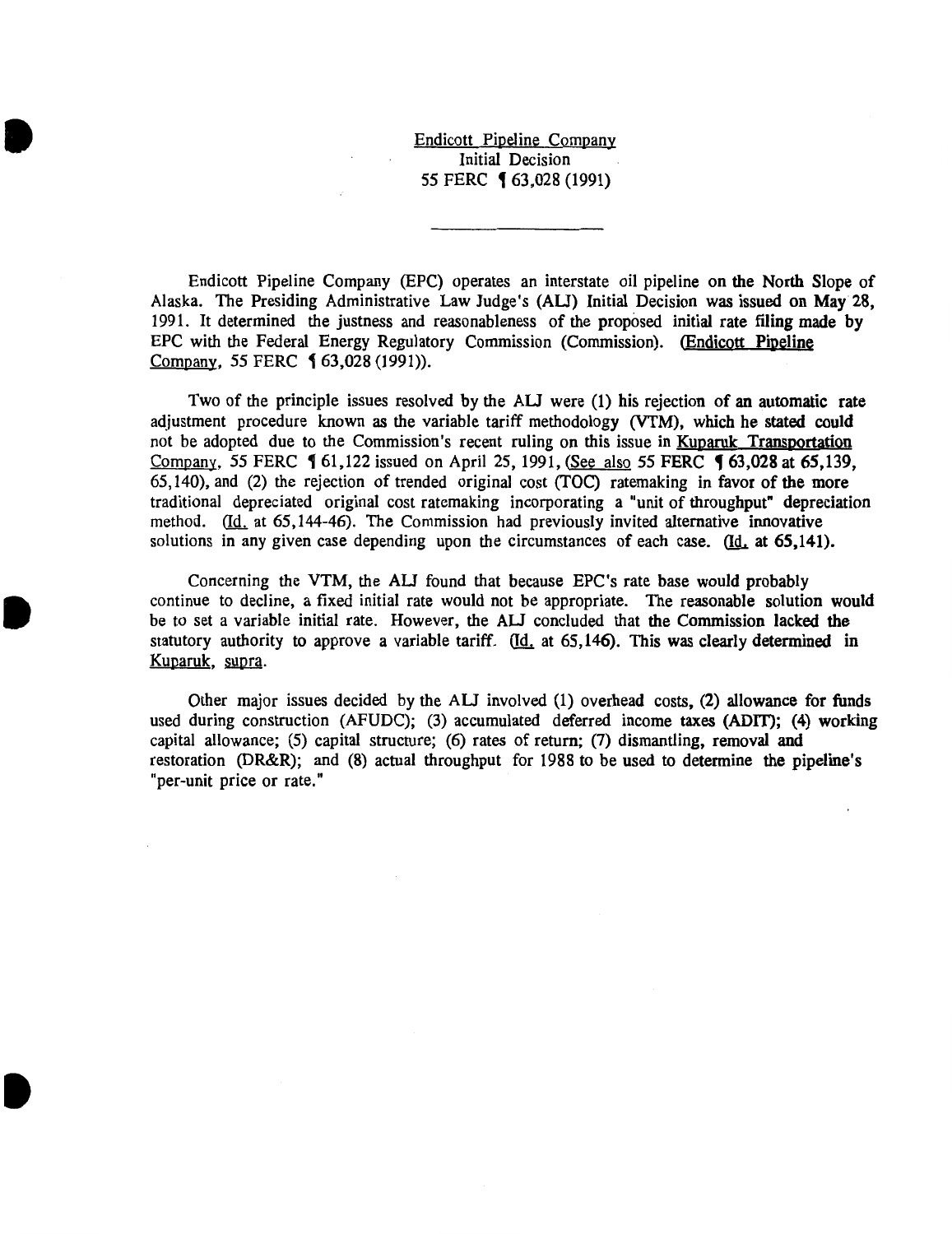Endicott Pipeline Company
Initial Decision
55 FERC ¶ 63,028 (1991)

---

Endicott Pipeline Company (EPC) operates an interstate oil pipeline on the North Slope of Alaska. The Presiding Administrative Law Judge's (ALJ) Initial Decision was issued on May 28, 1991. It determined the justness and reasonableness of the proposed initial rate filing made by EPC with the Federal Energy Regulatory Commission (Commission). (Endicott Pipeline Company, 55 FERC ¶ 63,028 (1991)).

Two of the principle issues resolved by the ALJ were (1) his rejection of an automatic rate adjustment procedure known as the variable tariff methodology (VTM), which he stated could not be adopted due to the Commission's recent ruling on this issue in Kuparuk Transportation Company, 55 FERC ¶ 61,122 issued on April 25, 1991, (See also 55 FERC ¶ 63,028 at 65,139, 65,140), and (2) the rejection of trended original cost (TOC) ratemaking in favor of the more traditional depreciated original cost ratemaking incorporating a "unit of throughput" depreciation method. (Id. at 65,144-46). The Commission had previously invited alternative innovative solutions in any given case depending upon the circumstances of each case. (Id. at 65,141).

Concerning the VTM, the ALJ found that because EPC's rate base would probably continue to decline, a fixed initial rate would not be appropriate. The reasonable solution would be to set a variable initial rate. However, the ALJ concluded that the Commission lacked the statutory authority to approve a variable tariff. (Id. at 65,146). This was clearly determined in Kuparuk, supra.

Other major issues decided by the ALJ involved (1) overhead costs, (2) allowance for funds used during construction (AFUDC); (3) accumulated deferred income taxes (ADIT); (4) working capital allowance; (5) capital structure; (6) rates of return; (7) dismantling, removal and restoration (DR&R); and (8) actual throughput for 1988 to be used to determine the pipeline's "per-unit price or rate."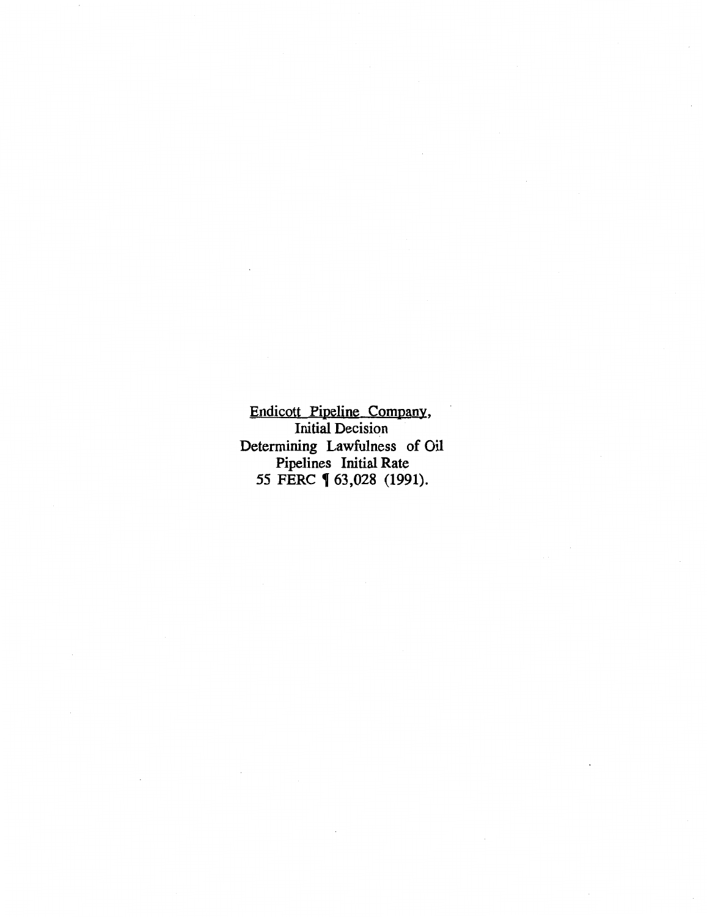<u>Endicott Pipeline Company</u>,
Initial Decision
Determining Lawfulness of Oil
Pipelines Initial Rate
55 FERC ¶ 63,028 (1991).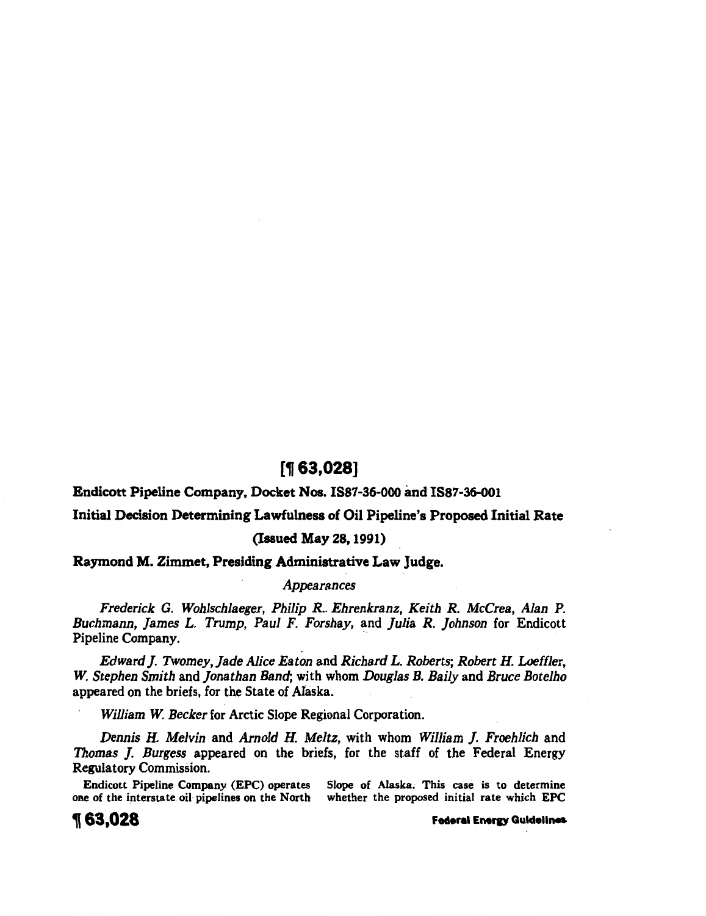**[¶ 63,028]**

**Endicott Pipeline Company, Docket Nos. IS87-36-000 and IS87-36-001**

**Initial Decision Determining Lawfulness of Oil Pipeline's Proposed Initial Rate**

**(Issued May 28, 1991)**

**Raymond M. Zimmet, Presiding Administrative Law Judge.**

*Appearances*

*Frederick G. Wohlschlaeger, Philip R. Ehrenkranz, Keith R. McCrea, Alan P. Buchmann, James L. Trump, Paul F. Forshay,* and *Julia R. Johnson* for Endicott Pipeline Company.

*Edward J. Twomey, Jade Alice Eaton* and *Richard L. Roberts; Robert H. Loeffler, W. Stephen Smith* and *Jonathan Band;* with whom *Douglas B. Baily* and *Bruce Botelho* appeared on the briefs, for the State of Alaska.

*William W. Becker* for Arctic Slope Regional Corporation.

*Dennis H. Melvin* and *Arnold H. Meltz,* with whom *William J. Froehlich* and *Thomas J. Burgess* appeared on the briefs, for the staff of the Federal Energy Regulatory Commission.

Endicott Pipeline Company (EPC) operates one of the interstate oil pipelines on the North Slope of Alaska. This case is to determine whether the proposed initial rate which EPC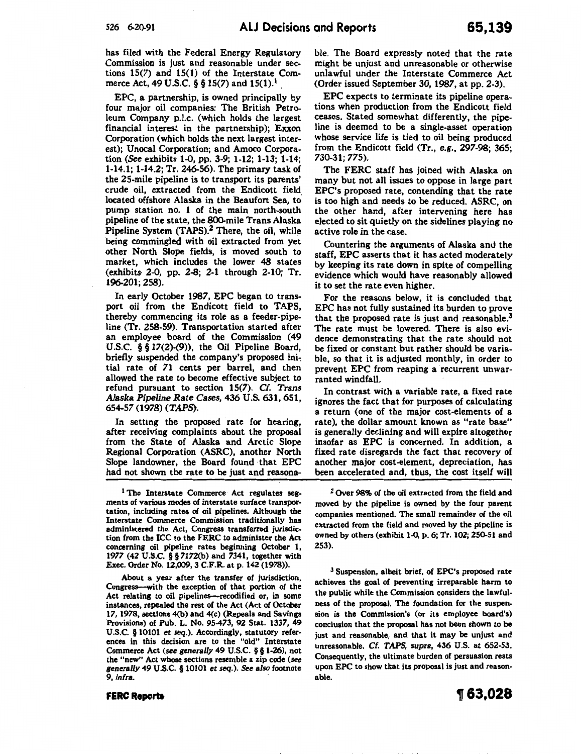has filed with the Federal Energy Regulatory Commission is just and reasonable under sections 15(7) and 15(1) of the Interstate Commerce Act, 49 U.S.C. § § 15(7) and 15(1).[1]

EPC, a partnership, is owned principally by four major oil companies: The British Petroleum Company p.l.c. (which holds the largest financial interest in the partnership); Exxon Corporation (which holds the next largest interest); Unocal Corporation; and Amoco Corporation (*See* exhibits 1-0, pp. 3-9; 1-12; 1-13; 1-14; 1-14.1; 1-14.2; Tr. 246-56). The primary task of the 25-mile pipeline is to transport its parents' crude oil, extracted from the Endicott field located offshore Alaska in the Beaufort Sea, to pump station no. 1 of the main north-south pipeline of the state, the 800-mile Trans Alaska Pipeline System (TAPS).[2] There, the oil, while being commingled with oil extracted from yet other North Slope fields, is moved south to market, which includes the lower 48 states (exhibits 2-0, pp. 2-8; 2-1 through 2-10; Tr. 196-201; 258).

In early October 1987, EPC began to transport oil from the Endicott field to TAPS, thereby commencing its role as a feeder-pipeline (Tr. 258-59). Transportation started after an employee board of the Commission (49 U.S.C. § § 17(2)-(9)), the Oil Pipeline Board, briefly suspended the company's proposed initial rate of 71 cents per barrel, and then allowed the rate to become effective subject to refund pursuant to section 15(7). *Cf. Trans Alaska Pipeline Rate Cases*, 436 U.S. 631, 651, 654-57 (1978) (*TAPS*).

In setting the proposed rate for hearing, after receiving complaints about the proposal from the State of Alaska and Arctic Slope Regional Corporation (ASRC), another North Slope landowner, the Board found that EPC had not shown the rate to be just and reasonable. The Board expressly noted that the rate might be unjust and unreasonable or otherwise unlawful under the Interstate Commerce Act (Order issued September 30, 1987, at pp. 2-3).

EPC expects to terminate its pipeline operations when production from the Endicott field ceases. Stated somewhat differently, the pipeline is deemed to be a single-asset operation whose service life is tied to oil being produced from the Endicott field (Tr., *e.g.*, 297-98; 365; 730-31; 775).

The FERC staff has joined with Alaska on many but not all issues to oppose in large part EPC's proposed rate, contending that the rate is too high and needs to be reduced. ASRC, on the other hand, after intervening here has elected to sit quietly on the sidelines playing no active role in the case.

Countering the arguments of Alaska and the staff, EPC asserts that it has acted moderately by keeping its rate down in spite of compelling evidence which would have reasonably allowed it to set the rate even higher.

For the reasons below, it is concluded that EPC has not fully sustained its burden to prove that the proposed rate is just and reasonable.[3] The rate must be lowered. There is also evidence demonstrating that the rate should not be fixed or constant but rather should be variable, so that it is adjusted monthly, in order to prevent EPC from reaping a recurrent unwarranted windfall.

In contrast with a variable rate, a fixed rate ignores the fact that for purposes of calculating a return (one of the major cost-elements of a rate), the dollar amount known as "rate base" is generally declining and will expire altogether insofar as EPC is concerned. In addition, a fixed rate disregards the fact that recovery of another major cost-element, depreciation, has been accelerated and, thus, the cost itself will

---

[1] The Interstate Commerce Act regulates segments of various modes of interstate surface transportation, including rates of oil pipelines. Although the Interstate Commerce Commission traditionally has administered the Act, Congress transferred jurisdiction from the ICC to the FERC to administer the Act concerning oil pipeline rates beginning October 1, 1977 (42 U.S.C. § § 7172(b) and 7341, together with Exec. Order No. 12,009, 3 C.F.R. at p. 142 (1978)).

About a year after the transfer of jurisdiction, Congress—with the exception of that portion of the Act relating to oil pipelines—recodified or, in some instances, repealed the rest of the Act (Act of October 17, 1978, sections 4(b) and 4(c) (Repeals and Savings Provisions) of Pub. L. No. 95-473, 92 Stat. 1337, 49 U.S.C. § 10101 *et seq.*). Accordingly, statutory references in this decision are to the "old" Interstate Commerce Act (*see generally* 49 U.S.C. § § 1-26), not the "new" Act whose sections resemble a zip code (*see generally* 49 U.S.C. § 10101 *et seq.*). *See also* footnote 9, *infra*.

[2] Over 98% of the oil extracted from the field and moved by the pipeline is owned by the four parent companies mentioned. The small remainder of the oil extracted from the field and moved by the pipeline is owned by others (exhibit 1-0, p. 6; Tr. 102; 250-51 and 253).

[3] Suspension, albeit brief, of EPC's proposed rate achieves the goal of preventing irreparable harm to the public while the Commission considers the lawfulness of the proposal. The foundation for the suspension is the Commission's (or its employee board's) conclusion that the proposal has not been shown to be just and reasonable, and that it may be unjust and unreasonable. *Cf. TAPS, supra*, 436 U.S. at 652-53. Consequently, the ultimate burden of persuasion rests upon EPC to show that its proposal is just and reasonable.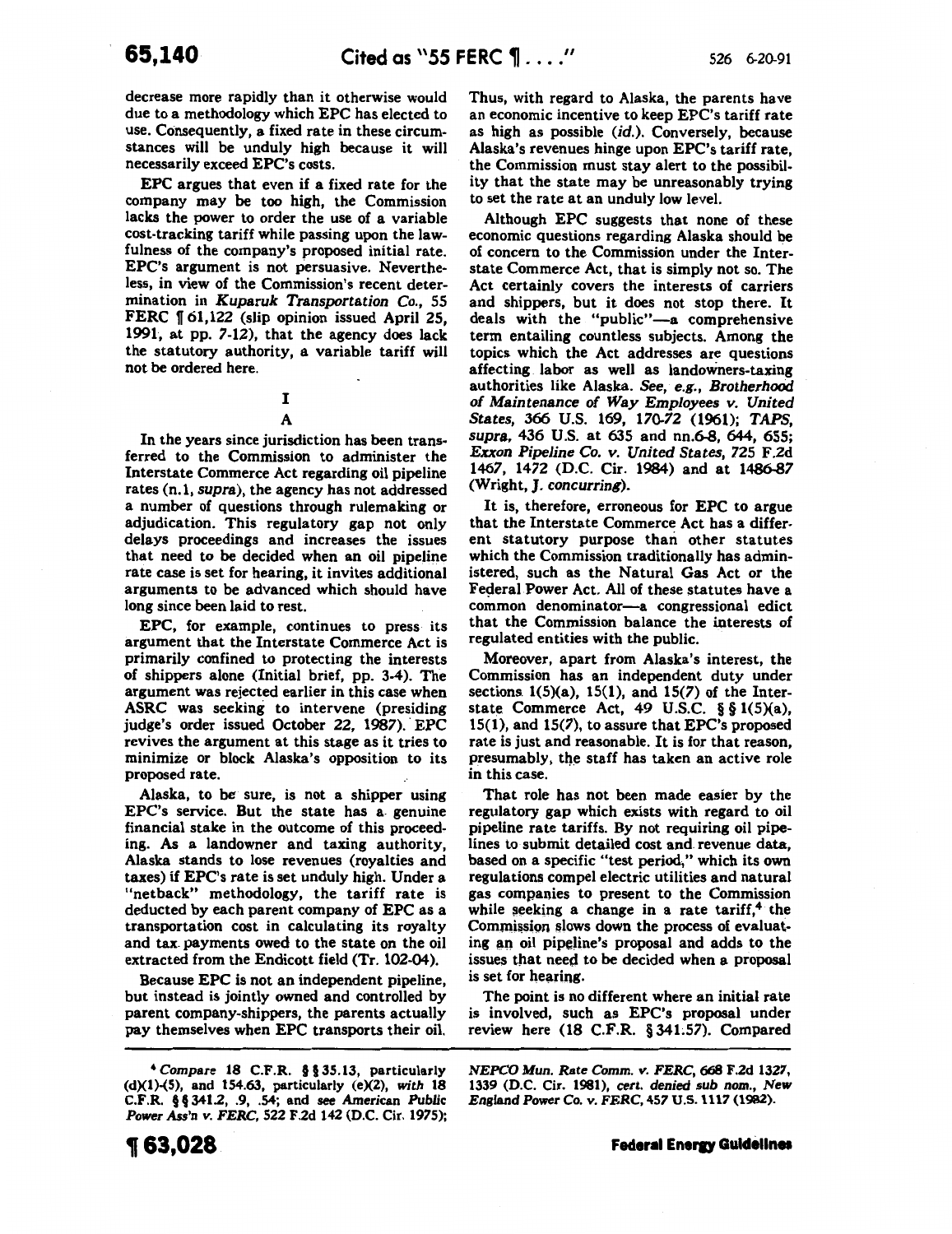decrease more rapidly than it otherwise would due to a methodology which EPC has elected to use. Consequently, a fixed rate in these circumstances will be unduly high because it will necessarily exceed EPC's costs.

EPC argues that even if a fixed rate for the company may be too high, the Commission lacks the power to order the use of a variable cost-tracking tariff while passing upon the lawfulness of the company's proposed initial rate. EPC's argument is not persuasive. Nevertheless, in view of the Commission's recent determination in *Kuparuk Transportation Co.*, 55 FERC ¶ 61,122 (slip opinion issued April 25, 1991, at pp. 7-12), that the agency does lack the statutory authority, a variable tariff will not be ordered here.

# I

## A

In the years since jurisdiction has been transferred to the Commission to administer the Interstate Commerce Act regarding oil pipeline rates (n.1, *supra*), the agency has not addressed a number of questions through rulemaking or adjudication. This regulatory gap not only delays proceedings and increases the issues that need to be decided when an oil pipeline rate case is set for hearing, it invites additional arguments to be advanced which should have long since been laid to rest.

EPC, for example, continues to press its argument that the Interstate Commerce Act is primarily confined to protecting the interests of shippers alone (Initial brief, pp. 3-4). The argument was rejected earlier in this case when ASRC was seeking to intervene (presiding judge's order issued October 22, 1987). EPC revives the argument at this stage as it tries to minimize or block Alaska's opposition to its proposed rate.

Alaska, to be sure, is not a shipper using EPC's service. But the state has a genuine financial stake in the outcome of this proceeding. As a landowner and taxing authority, Alaska stands to lose revenues (royalties and taxes) if EPC's rate is set unduly high. Under a "netback" methodology, the tariff rate is deducted by each parent company of EPC as a transportation cost in calculating its royalty and tax payments owed to the state on the oil extracted from the Endicott field (Tr. 102-04).

Because EPC is not an independent pipeline, but instead is jointly owned and controlled by parent company-shippers, the parents actually pay themselves when EPC transports their oil. Thus, with regard to Alaska, the parents have an economic incentive to keep EPC's tariff rate as high as possible (*id.*). Conversely, because Alaska's revenues hinge upon EPC's tariff rate, the Commission must stay alert to the possibility that the state may be unreasonably trying to set the rate at an unduly low level.

Although EPC suggests that none of these economic questions regarding Alaska should be of concern to the Commission under the Interstate Commerce Act, that is simply not so. The Act certainly covers the interests of carriers and shippers, but it does not stop there. It deals with the "public"—a comprehensive term entailing countless subjects. Among the topics which the Act addresses are questions affecting labor as well as landowners-taxing authorities like Alaska. *See, e.g., Brotherhood of Maintenance of Way Employees v. United States*, 366 U.S. 169, 170-72 (1961); *TAPS, supra*, 436 U.S. at 635 and nn.6-8, 644, 655; *Exxon Pipeline Co. v. United States*, 725 F.2d 1467, 1472 (D.C. Cir. 1984) and at 1486-87 (Wright, J. *concurring*).

It is, therefore, erroneous for EPC to argue that the Interstate Commerce Act has a different statutory purpose than other statutes which the Commission traditionally has administered, such as the Natural Gas Act or the Federal Power Act. All of these statutes have a common denominator—a congressional edict that the Commission balance the interests of regulated entities with the public.

Moreover, apart from Alaska's interest, the Commission has an independent duty under sections 1(5)(a), 15(1), and 15(7) of the Interstate Commerce Act, 49 U.S.C. §§ 1(5)(a), 15(1), and 15(7), to assure that EPC's proposed rate is just and reasonable. It is for that reason, presumably, the staff has taken an active role in this case.

That role has not been made easier by the regulatory gap which exists with regard to oil pipeline rate tariffs. By not requiring oil pipelines to submit detailed cost and revenue data, based on a specific "test period," which its own regulations compel electric utilities and natural gas companies to present to the Commission while seeking a change in a rate tariff,[4] the Commission slows down the process of evaluating an oil pipeline's proposal and adds to the issues that need to be decided when a proposal is set for hearing.

The point is no different where an initial rate is involved, such as EPC's proposal under review here (18 C.F.R. § 341.57). Compared

---

[4] *Compare* 18 C.F.R. §§ 35.13, particularly (d)(1)-(5), and 154.63, particularly (e)(2), *with* 18 C.F.R. §§ 341.2, .9, .54; and *see American Public Power Ass'n v. FERC*, 522 F.2d 142 (D.C. Cir. 1975); *NEPCO Mun. Rate Comm. v. FERC*, 668 F.2d 1327, 1339 (D.C. Cir. 1981), *cert. denied sub nom., New England Power Co. v. FERC*, 457 U.S. 1117 (1982).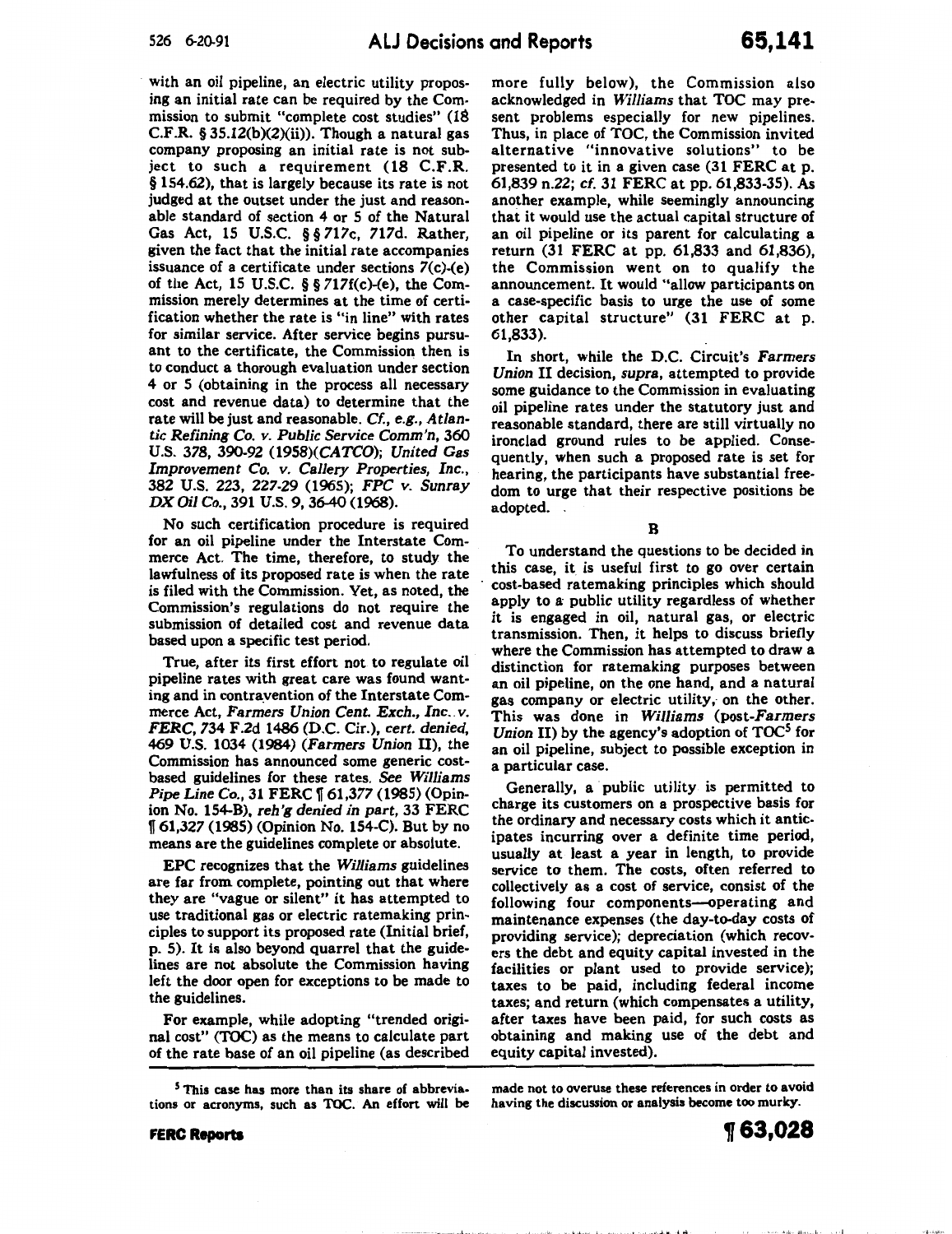with an oil pipeline, an electric utility proposing an initial rate can be required by the Commission to submit "complete cost studies" (18 C.F.R. § 35.12(b)(2)(ii)). Though a natural gas company proposing an initial rate is not subject to such a requirement (18 C.F.R. § 154.62), that is largely because its rate is not judged at the outset under the just and reasonable standard of section 4 or 5 of the Natural Gas Act, 15 U.S.C. §§ 717c, 717d. Rather, given the fact that the initial rate accompanies issuance of a certificate under sections 7(c)-(e) of the Act, 15 U.S.C. §§ 717f(c)-(e), the Commission merely determines at the time of certification whether the rate is "in line" with rates for similar service. After service begins pursuant to the certificate, the Commission then is to conduct a thorough evaluation under section 4 or 5 (obtaining in the process all necessary cost and revenue data) to determine that the rate will be just and reasonable. *Cf., e.g., Atlantic Refining Co. v. Public Service Comm'n*, 360 U.S. 378, 390-92 (1958)(*CATCO*); *United Gas Improvement Co. v. Callery Properties, Inc.*, 382 U.S. 223, 227-29 (1965); *FPC v. Sunray DX Oil Co.*, 391 U.S. 9, 36-40 (1968).

No such certification procedure is required for an oil pipeline under the Interstate Commerce Act. The time, therefore, to study the lawfulness of its proposed rate is when the rate is filed with the Commission. Yet, as noted, the Commission's regulations do not require the submission of detailed cost and revenue data based upon a specific test period.

True, after its first effort not to regulate oil pipeline rates with great care was found wanting and in contravention of the Interstate Commerce Act, *Farmers Union Cent. Exch., Inc. v. FERC*, 734 F.2d 1486 (D.C. Cir.), *cert. denied*, 469 U.S. 1034 (1984) (*Farmers Union* II), the Commission has announced some generic cost-based guidelines for these rates. *See Williams Pipe Line Co.*, 31 FERC ¶ 61,377 (1985) (Opinion No. 154-B), *reh'g denied in part*, 33 FERC ¶ 61,327 (1985) (Opinion No. 154-C). But by no means are the guidelines complete or absolute.

EPC recognizes that the *Williams* guidelines are far from complete, pointing out that where they are "vague or silent" it has attempted to use traditional gas or electric ratemaking principles to support its proposed rate (Initial brief, p. 5). It is also beyond quarrel that the guidelines are not absolute the Commission having left the door open for exceptions to be made to the guidelines.

For example, while adopting "trended original cost" (TOC) as the means to calculate part of the rate base of an oil pipeline (as described more fully below), the Commission also acknowledged in *Williams* that TOC may present problems especially for new pipelines. Thus, in place of TOC, the Commission invited alternative "innovative solutions" to be presented to it in a given case (31 FERC at p. 61,839 n.22; *cf.* 31 FERC at pp. 61,833-35). As another example, while seemingly announcing that it would use the actual capital structure of an oil pipeline or its parent for calculating a return (31 FERC at pp. 61,833 and 61,836), the Commission went on to qualify the announcement. It would "allow participants on a case-specific basis to urge the use of some other capital structure" (31 FERC at p. 61,833).

In short, while the D.C. Circuit's *Farmers Union* II decision, *supra*, attempted to provide some guidance to the Commission in evaluating oil pipeline rates under the statutory just and reasonable standard, there are still virtually no ironclad ground rules to be applied. Consequently, when such a proposed rate is set for hearing, the participants have substantial freedom to urge that their respective positions be adopted.

## B

To understand the questions to be decided in this case, it is useful first to go over certain cost-based ratemaking principles which should apply to a public utility regardless of whether it is engaged in oil, natural gas, or electric transmission. Then, it helps to discuss briefly where the Commission has attempted to draw a distinction for ratemaking purposes between an oil pipeline, on the one hand, and a natural gas company or electric utility, on the other. This was done in *Williams* (post-*Farmers Union* II) by the agency's adoption of TOC[5] for an oil pipeline, subject to possible exception in a particular case.

Generally, a public utility is permitted to charge its customers on a prospective basis for the ordinary and necessary costs which it anticipates incurring over a definite time period, usually at least a year in length, to provide service to them. The costs, often referred to collectively as a cost of service, consist of the following four components—operating and maintenance expenses (the day-to-day costs of providing service); depreciation (which recovers the debt and equity capital invested in the facilities or plant used to provide service); taxes to be paid, including federal income taxes; and return (which compensates a utility, after taxes have been paid, for such costs as obtaining and making use of the debt and equity capital invested).

---

[5] This case has more than its share of abbreviations or acronyms, such as TOC. An effort will be made not to overuse these references in order to avoid having the discussion or analysis become too murky.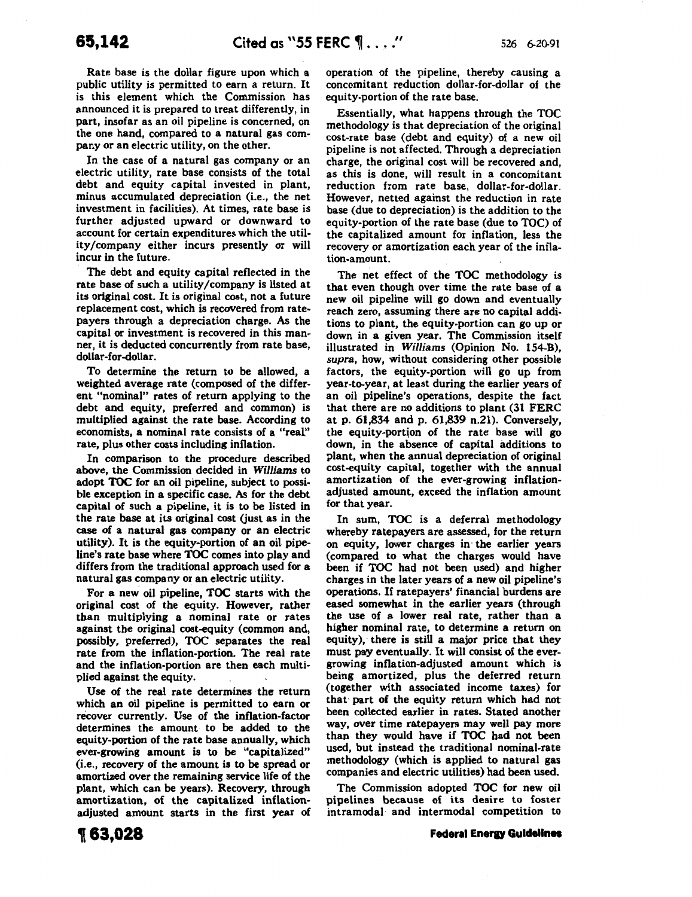Rate base is the dollar figure upon which a public utility is permitted to earn a return. It is this element which the Commission has announced it is prepared to treat differently, in part, insofar as an oil pipeline is concerned, on the one hand, compared to a natural gas company or an electric utility, on the other.

In the case of a natural gas company or an electric utility, rate base consists of the total debt and equity capital invested in plant, minus accumulated depreciation (i.e., the net investment in facilities). At times, rate base is further adjusted upward or downward to account for certain expenditures which the utility/company either incurs presently or will incur in the future.

The debt and equity capital reflected in the rate base of such a utility/company is listed at its original cost. It is original cost, not a future replacement cost, which is recovered from ratepayers through a depreciation charge. As the capital or investment is recovered in this manner, it is deducted concurrently from rate base, dollar-for-dollar.

To determine the return to be allowed, a weighted average rate (composed of the different "nominal" rates of return applying to the debt and equity, preferred and common) is multiplied against the rate base. According to economists, a nominal rate consists of a "real" rate, plus other costs including inflation.

In comparison to the procedure described above, the Commission decided in *Williams* to adopt TOC for an oil pipeline, subject to possible exception in a specific case. As for the debt capital of such a pipeline, it is to be listed in the rate base at its original cost (just as in the case of a natural gas company or an electric utility). It is the equity-portion of an oil pipeline's rate base where TOC comes into play and differs from the traditional approach used for a natural gas company or an electric utility.

For a new oil pipeline, TOC starts with the original cost of the equity. However, rather than multiplying a nominal rate or rates against the original cost-equity (common and, possibly, preferred), TOC separates the real rate from the inflation-portion. The real rate and the inflation-portion are then each multiplied against the equity.

Use of the real rate determines the return which an oil pipeline is permitted to earn or recover currently. Use of the inflation-factor determines the amount to be added to the equity-portion of the rate base annually, which ever-growing amount is to be "capitalized" (i.e., recovery of the amount is to be spread or amortized over the remaining service life of the plant, which can be years). Recovery, through amortization, of the capitalized inflation-adjusted amount starts in the first year of operation of the pipeline, thereby causing a concomitant reduction dollar-for-dollar of the equity-portion of the rate base.

Essentially, what happens through the TOC methodology is that depreciation of the original cost-rate base (debt and equity) of a new oil pipeline is not affected. Through a depreciation charge, the original cost will be recovered and, as this is done, will result in a concomitant reduction from rate base, dollar-for-dollar. However, netted against the reduction in rate base (due to depreciation) is the addition to the equity-portion of the rate base (due to TOC) of the capitalized amount for inflation, less the recovery or amortization each year of the inflation-amount.

The net effect of the TOC methodology is that even though over time the rate base of a new oil pipeline will go down and eventually reach zero, assuming there are no capital additions to plant, the equity-portion can go up or down in a given year. The Commission itself illustrated in *Williams* (Opinion No. 154-B), *supra*, how, without considering other possible factors, the equity-portion will go up from year-to-year, at least during the earlier years of an oil pipeline's operations, despite the fact that there are no additions to plant (31 FERC at p. 61,834 and p. 61,839 n.21). Conversely, the equity-portion of the rate base will go down, in the absence of capital additions to plant, when the annual depreciation of original cost-equity capital, together with the annual amortization of the ever-growing inflation-adjusted amount, exceed the inflation amount for that year.

In sum, TOC is a deferral methodology whereby ratepayers are assessed, for the return on equity, lower charges in the earlier years (compared to what the charges would have been if TOC had not been used) and higher charges in the later years of a new oil pipeline's operations. If ratepayers' financial burdens are eased somewhat in the earlier years (through the use of a lower real rate, rather than a higher nominal rate, to determine a return on equity), there is still a major price that they must pay eventually. It will consist of the ever-growing inflation-adjusted amount which is being amortized, plus the deferred return (together with associated income taxes) for that part of the equity return which had not been collected earlier in rates. Stated another way, over time ratepayers may well pay more than they would have if TOC had not been used, but instead the traditional nominal-rate methodology (which is applied to natural gas companies and electric utilities) had been used.

The Commission adopted TOC for new oil pipelines because of its desire to foster intramodal and intermodal competition to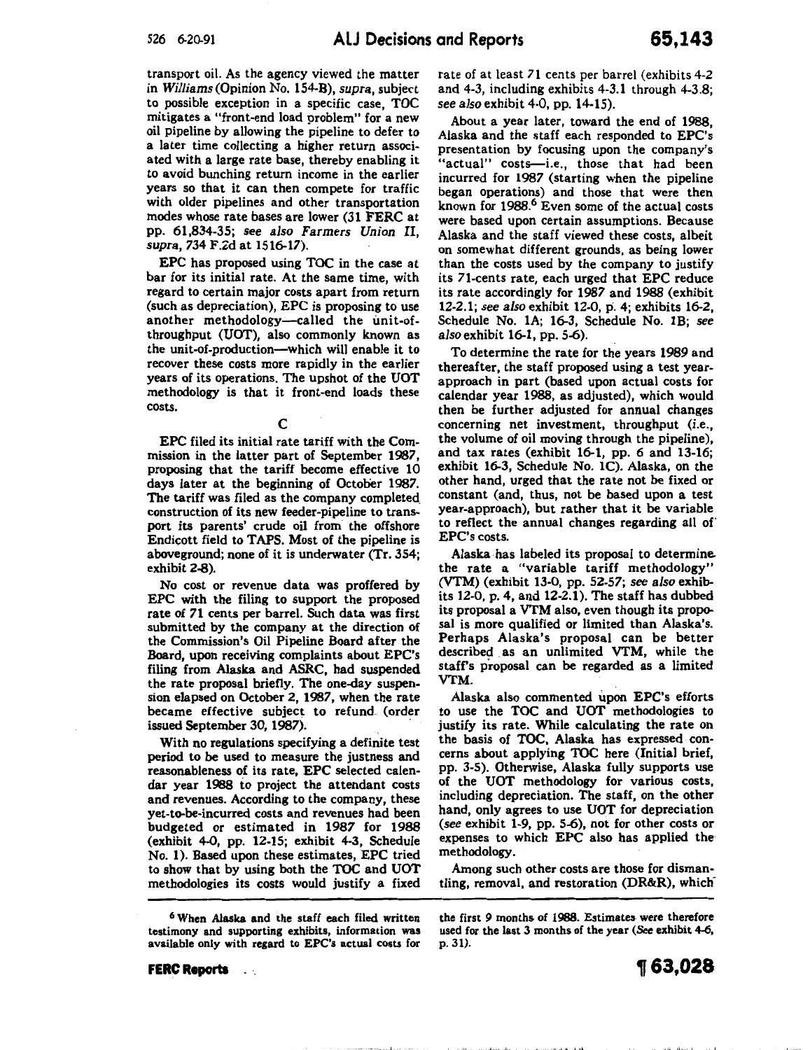transport oil. As the agency viewed the matter in *Williams* (Opinion No. 154-B), *supra*, subject to possible exception in a specific case, TOC mitigates a "front-end load problem" for a new oil pipeline by allowing the pipeline to defer to a later time collecting a higher return associated with a large rate base, thereby enabling it to avoid bunching return income in the earlier years so that it can then compete for traffic with older pipelines and other transportation modes whose rate bases are lower (31 FERC at pp. 61,834-35; *see also Farmers Union II*, *supra*, 734 F.2d at 1516-17).

EPC has proposed using TOC in the case at bar for its initial rate. At the same time, with regard to certain major costs apart from return (such as depreciation), EPC is proposing to use another methodology—called the unit-of-throughput (UOT), also commonly known as the unit-of-production—which will enable it to recover these costs more rapidly in the earlier years of its operations. The upshot of the UOT methodology is that it front-end loads these costs.

C

EPC filed its initial rate tariff with the Commission in the latter part of September 1987, proposing that the tariff become effective 10 days later at the beginning of October 1987. The tariff was filed as the company completed construction of its new feeder-pipeline to transport its parents' crude oil from the offshore Endicott field to TAPS. Most of the pipeline is aboveground; none of it is underwater (Tr. 354; exhibit 2-8).

No cost or revenue data was proffered by EPC with the filing to support the proposed rate of 71 cents per barrel. Such data was first submitted by the company at the direction of the Commission's Oil Pipeline Board after the Board, upon receiving complaints about EPC's filing from Alaska and ASRC, had suspended the rate proposal briefly. The one-day suspension elapsed on October 2, 1987, when the rate became effective subject to refund (order issued September 30, 1987).

With no regulations specifying a definite test period to be used to measure the justness and reasonableness of its rate, EPC selected calendar year 1988 to project the attendant costs and revenues. According to the company, these yet-to-be-incurred costs and revenues had been budgeted or estimated in 1987 for 1988 (exhibit 4-0, pp. 12-15; exhibit 4-3, Schedule No. 1). Based upon these estimates, EPC tried to show that by using both the TOC and UOT methodologies its costs would justify a fixed rate of at least 71 cents per barrel (exhibits 4-2 and 4-3, including exhibits 4-3.1 through 4-3.8; *see also* exhibit 4-0, pp. 14-15).

About a year later, toward the end of 1988, Alaska and the staff each responded to EPC's presentation by focusing upon the company's "actual" costs—i.e., those that had been incurred for 1987 (starting when the pipeline began operations) and those that were then known for 1988.[6] Even some of the actual costs were based upon certain assumptions. Because Alaska and the staff viewed these costs, albeit on somewhat different grounds, as being lower than the costs used by the company to justify its 71-cents rate, each urged that EPC reduce its rate accordingly for 1987 and 1988 (exhibit 12-2.1; *see also* exhibit 12-0, p. 4; exhibits 16-2, Schedule No. 1A; 16-3, Schedule No. 1B; *see also* exhibit 16-1, pp. 5-6).

To determine the rate for the years 1989 and thereafter, the staff proposed using a test year-approach in part (based upon actual costs for calendar year 1988, as adjusted), which would then be further adjusted for annual changes concerning net investment, throughput (i.e., the volume of oil moving through the pipeline), and tax rates (exhibit 16-1, pp. 6 and 13-16; exhibit 16-3, Schedule No. 1C). Alaska, on the other hand, urged that the rate not be fixed or constant (and, thus, not be based upon a test year-approach), but rather that it be variable to reflect the annual changes regarding all of EPC's costs.

Alaska has labeled its proposal to determine the rate a "variable tariff methodology" (VTM) (exhibit 13-0, pp. 52-57; *see also* exhibits 12-0, p. 4, and 12-2.1). The staff has dubbed its proposal a VTM also, even though its proposal is more qualified or limited than Alaska's. Perhaps Alaska's proposal can be better described as an unlimited VTM, while the staff's proposal can be regarded as a limited VTM.

Alaska also commented upon EPC's efforts to justify its rate. While calculating the rate on the basis of TOC, Alaska has expressed concerns about applying TOC here (Initial brief, pp. 3-5). Otherwise, Alaska fully supports use of the UOT methodology for various costs, including depreciation. The staff, on the other hand, only agrees to use UOT for depreciation (*see* exhibit 1-9, pp. 5-6), not for other costs or expenses to which EPC also has applied the methodology.

Among such other costs are those for dismantling, removal, and restoration (DR&R), which

---

[6] When Alaska and the staff each filed written testimony and supporting exhibits, information was available only with regard to EPC's actual costs for the first 9 months of 1988. Estimates were therefore used for the last 3 months of the year (*See* exhibit 4-6, p. 31).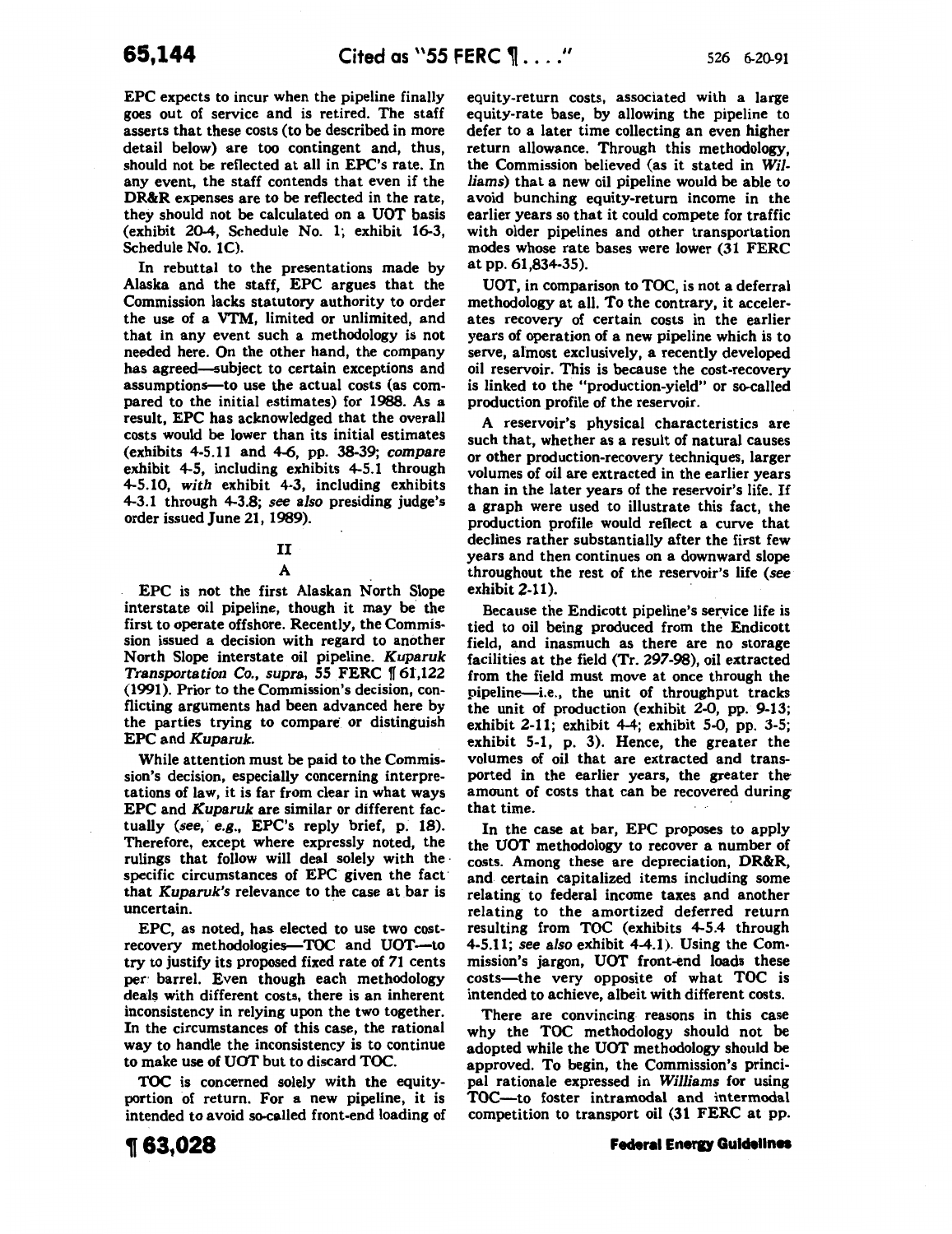EPC expects to incur when the pipeline finally goes out of service and is retired. The staff asserts that these costs (to be described in more detail below) are too contingent and, thus, should not be reflected at all in EPC's rate. In any event, the staff contends that even if the DR&R expenses are to be reflected in the rate, they should not be calculated on a UOT basis (exhibit 20-4, Schedule No. 1; exhibit 16-3, Schedule No. 1C).

In rebuttal to the presentations made by Alaska and the staff, EPC argues that the Commission lacks statutory authority to order the use of a VTM, limited or unlimited, and that in any event such a methodology is not needed here. On the other hand, the company has agreed—subject to certain exceptions and assumptions—to use the actual costs (as compared to the initial estimates) for 1988. As a result, EPC has acknowledged that the overall costs would be lower than its initial estimates (exhibits 4-5.11 and 4-6, pp. 38-39; *compare* exhibit 4-5, including exhibits 4-5.1 through 4-5.10, *with* exhibit 4-3, including exhibits 4-3.1 through 4-3.8; *see also* presiding judge's order issued June 21, 1989).

## II

### A

EPC is not the first Alaskan North Slope interstate oil pipeline, though it may be the first to operate offshore. Recently, the Commission issued a decision with regard to another North Slope interstate oil pipeline. *Kuparuk Transportation Co., supra*, 55 FERC ¶ 61,122 (1991). Prior to the Commission's decision, conflicting arguments had been advanced here by the parties trying to compare or distinguish EPC and *Kuparuk*.

While attention must be paid to the Commission's decision, especially concerning interpretations of law, it is far from clear in what ways EPC and *Kuparuk* are similar or different factually (*see, e.g.*, EPC's reply brief, p. 18). Therefore, except where expressly noted, the rulings that follow will deal solely with the specific circumstances of EPC given the fact that *Kuparuk's* relevance to the case at bar is uncertain.

EPC, as noted, has elected to use two cost-recovery methodologies—TOC and UOT—to try to justify its proposed fixed rate of 71 cents per barrel. Even though each methodology deals with different costs, there is an inherent inconsistency in relying upon the two together. In the circumstances of this case, the rational way to handle the inconsistency is to continue to make use of UOT but to discard TOC.

TOC is concerned solely with the equity-portion of return. For a new pipeline, it is intended to avoid so-called front-end loading of equity-return costs, associated with a large equity-rate base, by allowing the pipeline to defer to a later time collecting an even higher return allowance. Through this methodology, the Commission believed (as it stated in *Williams*) that a new oil pipeline would be able to avoid bunching equity-return income in the earlier years so that it could compete for traffic with older pipelines and other transportation modes whose rate bases were lower (31 FERC at pp. 61,834-35).

UOT, in comparison to TOC, is not a deferral methodology at all. To the contrary, it accelerates recovery of certain costs in the earlier years of operation of a new pipeline which is to serve, almost exclusively, a recently developed oil reservoir. This is because the cost-recovery is linked to the "production-yield" or so-called production profile of the reservoir.

A reservoir's physical characteristics are such that, whether as a result of natural causes or other production-recovery techniques, larger volumes of oil are extracted in the earlier years than in the later years of the reservoir's life. If a graph were used to illustrate this fact, the production profile would reflect a curve that declines rather substantially after the first few years and then continues on a downward slope throughout the rest of the reservoir's life (*see* exhibit 2-11).

Because the Endicott pipeline's service life is tied to oil being produced from the Endicott field, and inasmuch as there are no storage facilities at the field (Tr. 297-98), oil extracted from the field must move at once through the pipeline—i.e., the unit of throughput tracks the unit of production (exhibit 2-0, pp. 9-13; exhibit 2-11; exhibit 4-4; exhibit 5-0, pp. 3-5; exhibit 5-1, p. 3). Hence, the greater the volumes of oil that are extracted and transported in the earlier years, the greater the amount of costs that can be recovered during that time.

In the case at bar, EPC proposes to apply the UOT methodology to recover a number of costs. Among these are depreciation, DR&R, and certain capitalized items including some relating to federal income taxes and another relating to the amortized deferred return resulting from TOC (exhibits 4-5.4 through 4-5.11; *see also* exhibit 4-4.1). Using the Commission's jargon, UOT front-end loads these costs—the very opposite of what TOC is intended to achieve, albeit with different costs.

There are convincing reasons in this case why the TOC methodology should not be adopted while the UOT methodology should be approved. To begin, the Commission's principal rationale expressed in *Williams* for using TOC—to foster intramodal and intermodal competition to transport oil (31 FERC at pp.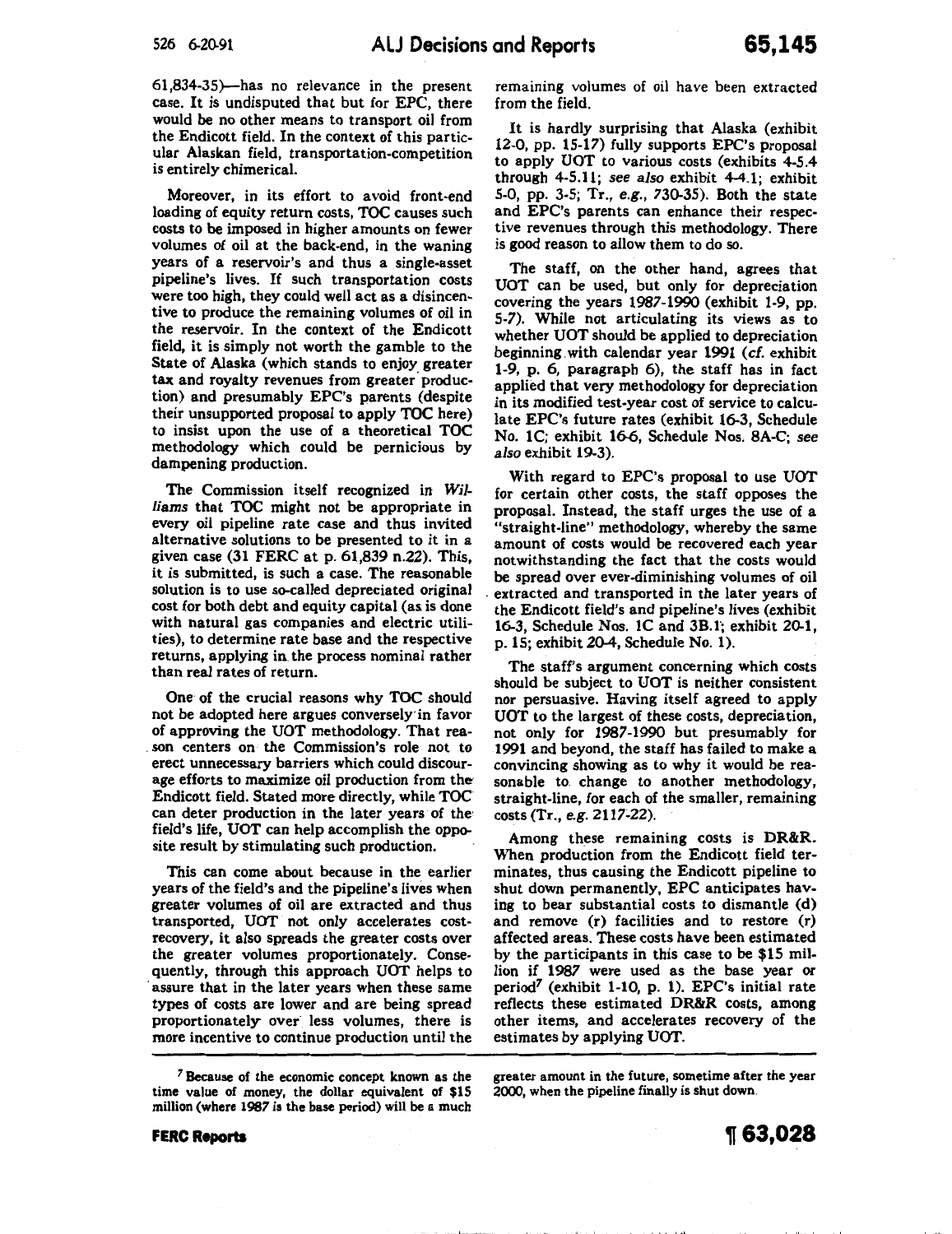61,834-35)—has no relevance in the present case. It is undisputed that but for EPC, there would be no other means to transport oil from the Endicott field. In the context of this particular Alaskan field, transportation-competition is entirely chimerical.

Moreover, in its effort to avoid front-end loading of equity return costs, TOC causes such costs to be imposed in higher amounts on fewer volumes of oil at the back-end, in the waning years of a reservoir's and thus a single-asset pipeline's lives. If such transportation costs were too high, they could well act as a disincentive to produce the remaining volumes of oil in the reservoir. In the context of the Endicott field, it is simply not worth the gamble to the State of Alaska (which stands to enjoy greater tax and royalty revenues from greater production) and presumably EPC's parents (despite their unsupported proposal to apply TOC here) to insist upon the use of a theoretical TOC methodology which could be pernicious by dampening production.

The Commission itself recognized in *Williams* that TOC might not be appropriate in every oil pipeline rate case and thus invited alternative solutions to be presented to it in a given case (31 FERC at p. 61,839 n.22). This, it is submitted, is such a case. The reasonable solution is to use so-called depreciated original cost for both debt and equity capital (as is done with natural gas companies and electric utilities), to determine rate base and the respective returns, applying in the process nominal rather than real rates of return.

One of the crucial reasons why TOC should not be adopted here argues conversely in favor of approving the UOT methodology. That reason centers on the Commission's role not to erect unnecessary barriers which could discourage efforts to maximize oil production from the Endicott field. Stated more directly, while TOC can deter production in the later years of the field's life, UOT can help accomplish the opposite result by stimulating such production.

This can come about because in the earlier years of the field's and the pipeline's lives when greater volumes of oil are extracted and thus transported, UOT not only accelerates cost-recovery, it also spreads the greater costs over the greater volumes proportionately. Consequently, through this approach UOT helps to assure that in the later years when these same types of costs are lower and are being spread proportionately over less volumes, there is more incentive to continue production until the remaining volumes of oil have been extracted from the field.

It is hardly surprising that Alaska (exhibit 12-0, pp. 15-17) fully supports EPC's proposal to apply UOT to various costs (exhibits 4-5.4 through 4-5.11; *see also* exhibit 4-4.1; exhibit 5-0, pp. 3-5; Tr., *e.g.*, 730-35). Both the state and EPC's parents can enhance their respective revenues through this methodology. There is good reason to allow them to do so.

The staff, on the other hand, agrees that UOT can be used, but only for depreciation covering the years 1987-1990 (exhibit 1-9, pp. 5-7). While not articulating its views as to whether UOT should be applied to depreciation beginning with calendar year 1991 (*cf.* exhibit 1-9, p. 6, paragraph 6), the staff has in fact applied that very methodology for depreciation in its modified test-year cost of service to calculate EPC's future rates (exhibit 16-3, Schedule No. 1C; exhibit 16-6, Schedule Nos. 8A-C; *see also* exhibit 19-3).

With regard to EPC's proposal to use UOT for certain other costs, the staff opposes the proposal. Instead, the staff urges the use of a "straight-line" methodology, whereby the same amount of costs would be recovered each year notwithstanding the fact that the costs would be spread over ever-diminishing volumes of oil extracted and transported in the later years of the Endicott field's and pipeline's lives (exhibit 16-3, Schedule Nos. 1C and 3B.1; exhibit 20-1, p. 15; exhibit 20-4, Schedule No. 1).

The staff's argument concerning which costs should be subject to UOT is neither consistent nor persuasive. Having itself agreed to apply UOT to the largest of these costs, depreciation, not only for 1987-1990 but presumably for 1991 and beyond, the staff has failed to make a convincing showing as to why it would be reasonable to change to another methodology, straight-line, for each of the smaller, remaining costs (Tr., *e.g.* 2117-22).

Among these remaining costs is DR&R. When production from the Endicott field terminates, thus causing the Endicott pipeline to shut down permanently, EPC anticipates having to bear substantial costs to dismantle (d) and remove (r) facilities and to restore (r) affected areas. These costs have been estimated by the participants in this case to be $15 million if 1987 were used as the base year or period[7] (exhibit 1-10, p. 1). EPC's initial rate reflects these estimated DR&R costs, among other items, and accelerates recovery of the estimates by applying UOT.

---

[7] Because of the economic concept known as the time value of money, the dollar equivalent of $15 million (where 1987 is the base period) will be a much greater amount in the future, sometime after the year 2000, when the pipeline finally is shut down.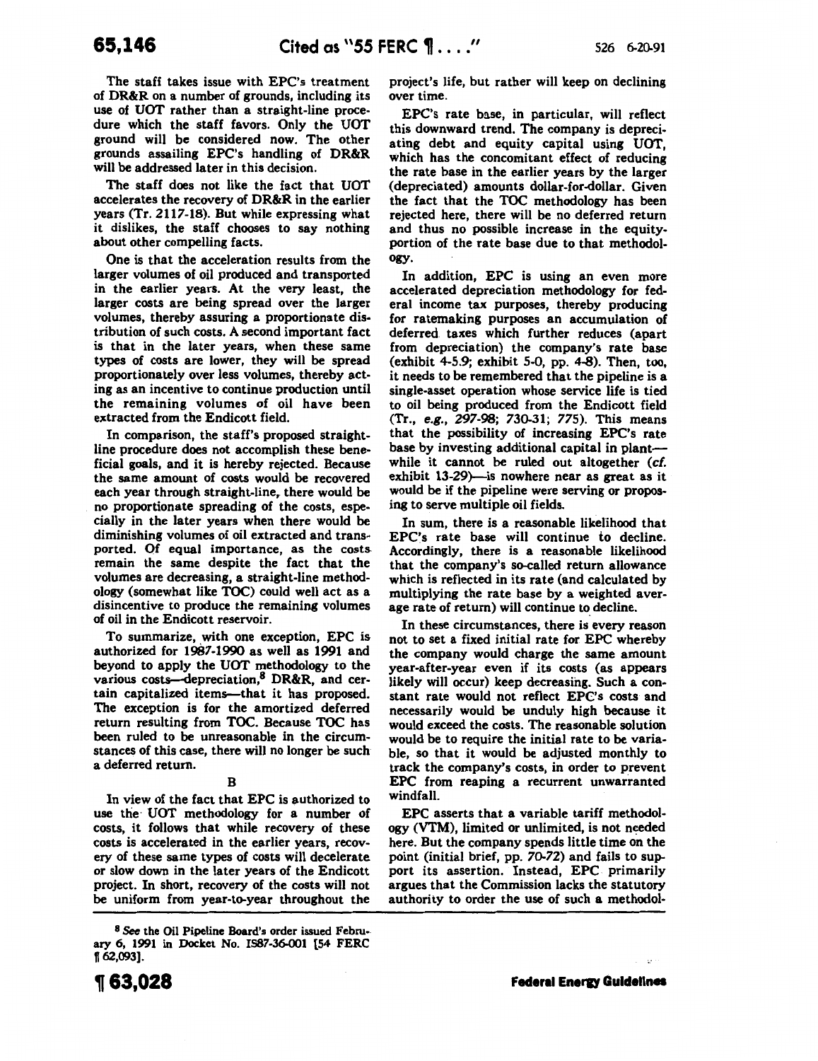The staff takes issue with EPC's treatment of DR&R on a number of grounds, including its use of UOT rather than a straight-line procedure which the staff favors. Only the UOT ground will be considered now. The other grounds assailing EPC's handling of DR&R will be addressed later in this decision.

The staff does not like the fact that UOT accelerates the recovery of DR&R in the earlier years (Tr. 2117-18). But while expressing what it dislikes, the staff chooses to say nothing about other compelling facts.

One is that the acceleration results from the larger volumes of oil produced and transported in the earlier years. At the very least, the larger costs are being spread over the larger volumes, thereby assuring a proportionate distribution of such costs. A second important fact is that in the later years, when these same types of costs are lower, they will be spread proportionately over less volumes, thereby acting as an incentive to continue production until the remaining volumes of oil have been extracted from the Endicott field.

In comparison, the staff's proposed straight-line procedure does not accomplish these beneficial goals, and it is hereby rejected. Because the same amount of costs would be recovered each year through straight-line, there would be no proportionate spreading of the costs, especially in the later years when there would be diminishing volumes of oil extracted and transported. Of equal importance, as the costs remain the same despite the fact that the volumes are decreasing, a straight-line methodology (somewhat like TOC) could well act as a disincentive to produce the remaining volumes of oil in the Endicott reservoir.

To summarize, with one exception, EPC is authorized for 1987-1990 as well as 1991 and beyond to apply the UOT methodology to the various costs—depreciation,[8] DR&R, and certain capitalized items—that it has proposed. The exception is for the amortized deferred return resulting from TOC. Because TOC has been ruled to be unreasonable in the circumstances of this case, there will no longer be such a deferred return.

### B

In view of the fact that EPC is authorized to use the UOT methodology for a number of costs, it follows that while recovery of these costs is accelerated in the earlier years, recovery of these same types of costs will decelerate or slow down in the later years of the Endicott project. In short, recovery of the costs will not be uniform from year-to-year throughout the project's life, but rather will keep on declining over time.

EPC's rate base, in particular, will reflect this downward trend. The company is depreciating debt and equity capital using UOT, which has the concomitant effect of reducing the rate base in the earlier years by the larger (depreciated) amounts dollar-for-dollar. Given the fact that the TOC methodology has been rejected here, there will be no deferred return and thus no possible increase in the equity-portion of the rate base due to that methodology.

In addition, EPC is using an even more accelerated depreciation methodology for federal income tax purposes, thereby producing for ratemaking purposes an accumulation of deferred taxes which further reduces (apart from depreciation) the company's rate base (exhibit 4-5.9; exhibit 5-0, pp. 4-8). Then, too, it needs to be remembered that the pipeline is a single-asset operation whose service life is tied to oil being produced from the Endicott field (Tr., *e.g.,* 297-98; 730-31; 775). This means that the possibility of increasing EPC's rate base by investing additional capital in plant—while it cannot be ruled out altogether (*cf.* exhibit 13-29)—is nowhere near as great as it would be if the pipeline were serving or proposing to serve multiple oil fields.

In sum, there is a reasonable likelihood that EPC's rate base will continue to decline. Accordingly, there is a reasonable likelihood that the company's so-called return allowance which is reflected in its rate (and calculated by multiplying the rate base by a weighted average rate of return) will continue to decline.

In these circumstances, there is every reason not to set a fixed initial rate for EPC whereby the company would charge the same amount year-after-year even if its costs (as appears likely will occur) keep decreasing. Such a constant rate would not reflect EPC's costs and necessarily would be unduly high because it would exceed the costs. The reasonable solution would be to require the initial rate to be variable, so that it would be adjusted monthly to track the company's costs, in order to prevent EPC from reaping a recurrent unwarranted windfall.

EPC asserts that a variable tariff methodology (VTM), limited or unlimited, is not needed here. But the company spends little time on the point (initial brief, pp. 70-72) and fails to support its assertion. Instead, EPC primarily argues that the Commission lacks the statutory authority to order the use of such a methodol-

---

[8] *See* the Oil Pipeline Board's order issued February 6, 1991 in Docket No. IS87-36-001 [54 FERC ¶ 62,093].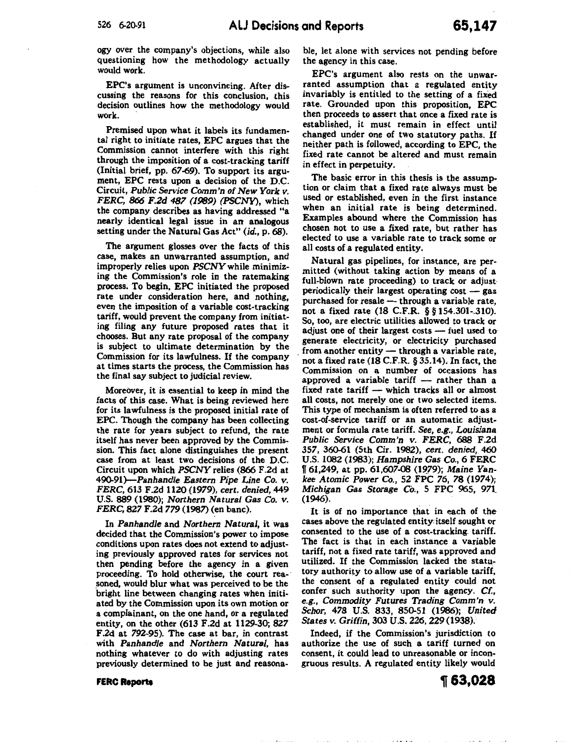ogy over the company's objections, while also questioning how the methodology actually would work.

EPC's argument is unconvincing. After discussing the reasons for this conclusion, this decision outlines how the methodology would work.

Premised upon what it labels its fundamental right to initiate rates, EPC argues that the Commission cannot interfere with this right through the imposition of a cost-tracking tariff (Initial brief, pp. 67-69). To support its argument, EPC rests upon a decision of the D.C. Circuit, *Public Service Comm'n of New York v. FERC, 866 F.2d 487 (1989) (PSCNY)*, which the company describes as having addressed "a nearly identical legal issue in an analogous setting under the Natural Gas Act" (*id.*, p. 68).

The argument glosses over the facts of this case, makes an unwarranted assumption, and improperly relies upon *PSCNY* while minimizing the Commission's role in the ratemaking process. To begin, EPC initiated the proposed rate under consideration here, and nothing, even the imposition of a variable cost-tracking tariff, would prevent the company from initiating filing any future proposed rates that it chooses. But any rate proposal of the company is subject to ultimate determination by the Commission for its lawfulness. If the company at times starts the process, the Commission has the final say subject to judicial review.

Moreover, it is essential to keep in mind the facts of this case. What is being reviewed here for its lawfulness is the proposed initial rate of EPC. Though the company has been collecting the rate for years subject to refund, the rate itself has never been approved by the Commission. This fact alone distinguishes the present case from at least two decisions of the D.C. Circuit upon which *PSCNY* relies (866 F.2d at 490-91)—*Panhandle Eastern Pipe Line Co. v. FERC*, 613 F.2d 1120 (1979), *cert. denied*, 449 U.S. 889 (1980); *Northern Natural Gas Co. v. FERC*, 827 F.2d 779 (1987) (en banc).

In *Panhandle* and *Northern Natural*, it was decided that the Commission's power to impose conditions upon rates does not extend to adjusting previously approved rates for services not then pending before the agency in a given proceeding. To hold otherwise, the court reasoned, would blur what was perceived to be the bright line between changing rates when initiated by the Commission upon its own motion or a complainant, on the one hand, or a regulated entity, on the other (613 F.2d at 1129-30; 827 F.2d at 792-95). The case at bar, in contrast with *Panhandle* and *Northern Natural*, has nothing whatever to do with adjusting rates previously determined to be just and reasonable, let alone with services not pending before the agency in this case.

EPC's argument also rests on the unwarranted assumption that a regulated entity invariably is entitled to the setting of a fixed rate. Grounded upon this proposition, EPC then proceeds to assert that once a fixed rate is established, it must remain in effect until changed under one of two statutory paths. If neither path is followed, according to EPC, the fixed rate cannot be altered and must remain in effect in perpetuity.

The basic error in this thesis is the assumption or claim that a fixed rate always must be used or established, even in the first instance when an initial rate is being determined. Examples abound where the Commission has chosen not to use a fixed rate, but rather has elected to use a variable rate to track some or all costs of a regulated entity.

Natural gas pipelines, for instance, are permitted (without taking action by means of a full-blown rate proceeding) to track or adjust periodically their largest operating cost — gas purchased for resale — through a variable rate, not a fixed rate (18 C.F.R. §§154.301-.310). So, too, are electric utilities allowed to track or adjust one of their largest costs — fuel used to generate electricity, or electricity purchased from another entity — through a variable rate, not a fixed rate (18 C.F.R. §35.14). In fact, the Commission on a number of occasions has approved a variable tariff — rather than a fixed rate tariff — which tracks all or almost all costs, not merely one or two selected items. This type of mechanism is often referred to as a cost-of-service tariff or an automatic adjustment or formula rate tariff. *See, e.g., Louisiana Public Service Comm'n v. FERC*, 688 F.2d 357, 360-61 (5th Cir. 1982), *cert. denied*, 460 U.S. 1082 (1983); *Hampshire Gas Co.*, 6 FERC ¶61,249, at pp. 61,607-08 (1979); *Maine Yankee Atomic Power Co.*, 52 FPC 76, 78 (1974); *Michigan Gas Storage Co.*, 5 FPC 965, 971 (1946).

It is of no importance that in each of the cases above the regulated entity itself sought or consented to the use of a cost-tracking tariff. The fact is that in each instance a variable tariff, not a fixed rate tariff, was approved and utilized. If the Commission lacked the statutory authority to allow use of a variable tariff, the consent of a regulated entity could not confer such authority upon the agency. *Cf., e.g., Commodity Futures Trading Comm'n v. Schor*, 478 U.S. 833, 850-51 (1986); *United States v. Griffin*, 303 U.S. 226, 229 (1938).

Indeed, if the Commission's jurisdiction to authorize the use of such a tariff turned on consent, it could lead to unreasonable or incongruous results. A regulated entity likely would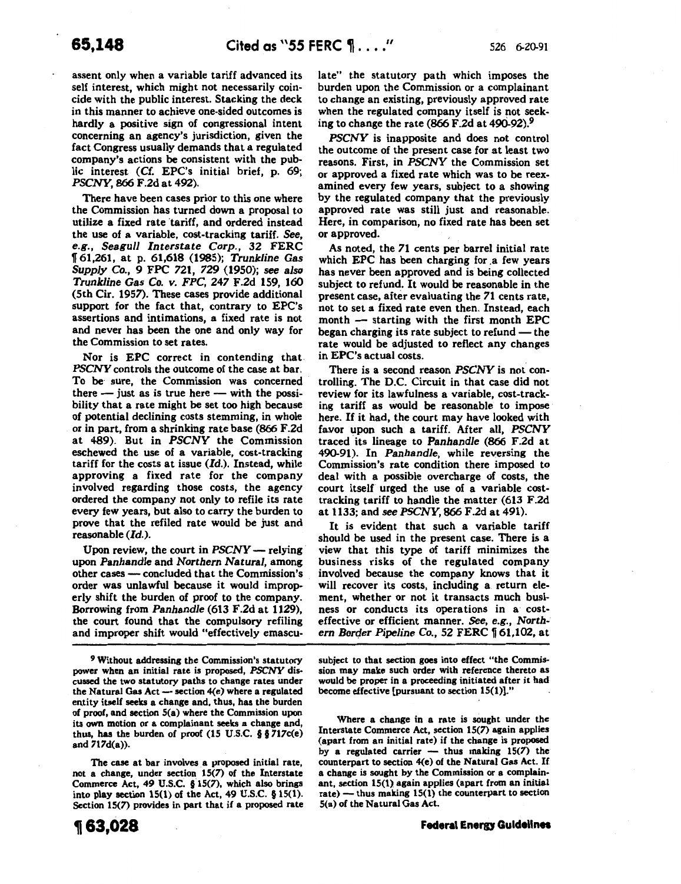assent only when a variable tariff advanced its self interest, which might not necessarily coincide with the public interest. Stacking the deck in this manner to achieve one-sided outcomes is hardly a positive sign of congressional intent concerning an agency's jurisdiction, given the fact Congress usually demands that a regulated company's actions be consistent with the public interest (*Cf.* EPC's initial brief, p. 69; *PSCNY*, 866 F.2d at 492).

There have been cases prior to this one where the Commission has turned down a proposal to utilize a fixed rate tariff, and ordered instead the use of a variable, cost-tracking tariff. *See, e.g., Seagull Interstate Corp.*, 32 FERC ¶ 61,261, at p. 61,618 (1985); *Trunkline Gas Supply Co.*, 9 FPC 721, 729 (1950); *see also Trunkline Gas Co. v. FPC*, 247 F.2d 159, 160 (5th Cir. 1957). These cases provide additional support for the fact that, contrary to EPC's assertions and intimations, a fixed rate is not and never has been the one and only way for the Commission to set rates.

Nor is EPC correct in contending that *PSCNY* controls the outcome of the case at bar. To be sure, the Commission was concerned there — just as is true here — with the possibility that a rate might be set too high because of potential declining costs stemming, in whole or in part, from a shrinking rate base (866 F.2d at 489). But in *PSCNY* the Commission eschewed the use of a variable, cost-tracking tariff for the costs at issue (*Id.*). Instead, while approving a fixed rate for the company involved regarding those costs, the agency ordered the company not only to refile its rate every few years, but also to carry the burden to prove that the refiled rate would be just and reasonable (*Id.*).

Upon review, the court in *PSCNY* — relying upon *Panhandle* and *Northern Natural*, among other cases — concluded that the Commission's order was unlawful because it would improperly shift the burden of proof to the company. Borrowing from *Panhandle* (613 F.2d at 1129), the court found that the compulsory refiling and improper shift would "effectively emasculate" the statutory path which imposes the burden upon the Commission or a complainant to change an existing, previously approved rate when the regulated company itself is not seeking to change the rate (866 F.2d at 490-92).[9]

*PSCNY* is inapposite and does not control the outcome of the present case for at least two reasons. First, in *PSCNY* the Commission set or approved a fixed rate which was to be reexamined every few years, subject to a showing by the regulated company that the previously approved rate was still just and reasonable. Here, in comparison, no fixed rate has been set or approved.

As noted, the 71 cents per barrel initial rate which EPC has been charging for a few years has never been approved and is being collected subject to refund. It would be reasonable in the present case, after evaluating the 71 cents rate, not to set a fixed rate even then. Instead, each month — starting with the first month EPC began charging its rate subject to refund — the rate would be adjusted to reflect any changes in EPC's actual costs.

There is a second reason *PSCNY* is not controlling. The D.C. Circuit in that case did not review for its lawfulness a variable, cost-tracking tariff as would be reasonable to impose here. If it had, the court may have looked with favor upon such a tariff. After all, *PSCNY* traced its lineage to *Panhandle* (866 F.2d at 490-91). In *Panhandle*, while reversing the Commission's rate condition there imposed to deal with a possible overcharge of costs, the court itself urged the use of a variable cost-tracking tariff to handle the matter (613 F.2d at 1133; and *see PSCNY*, 866 F.2d at 491).

It is evident that such a variable tariff should be used in the present case. There is a view that this type of tariff minimizes the business risks of the regulated company involved because the company knows that it will recover its costs, including a return element, whether or not it transacts much business or conducts its operations in a cost-effective or efficient manner. *See, e.g., Northern Border Pipeline Co.*, 52 FERC ¶ 61,102, at

---

[9] Without addressing the Commission's statutory power when an initial rate is proposed, *PSCNY* discussed the two statutory paths to change rates under the Natural Gas Act — section 4(e) where a regulated entity itself seeks a change and, thus, has the burden of proof, and section 5(a) where the Commission upon its own motion or a complainant seeks a change and, thus, has the burden of proof (15 U.S.C. §§ 717c(e) and 717d(a)).

The case at bar involves a proposed initial rate, not a change, under section 15(7) of the Interstate Commerce Act, 49 U.S.C. § 15(7), which also brings into play section 15(1) of the Act, 49 U.S.C. § 15(1). Section 15(7) provides in part that if a proposed rate subject to that section goes into effect "the Commission may make such order with reference thereto as would be proper in a proceeding initiated after it had become effective [pursuant to section 15(1)]."

Where a change in a rate is sought under the Interstate Commerce Act, section 15(7) again applies (apart from an initial rate) if the change is proposed by a regulated carrier — thus making 15(7) the counterpart to section 4(e) of the Natural Gas Act. If a change is sought by the Commission or a complainant, section 15(1) again applies (apart from an initial rate) — thus making 15(1) the counterpart to section 5(a) of the Natural Gas Act.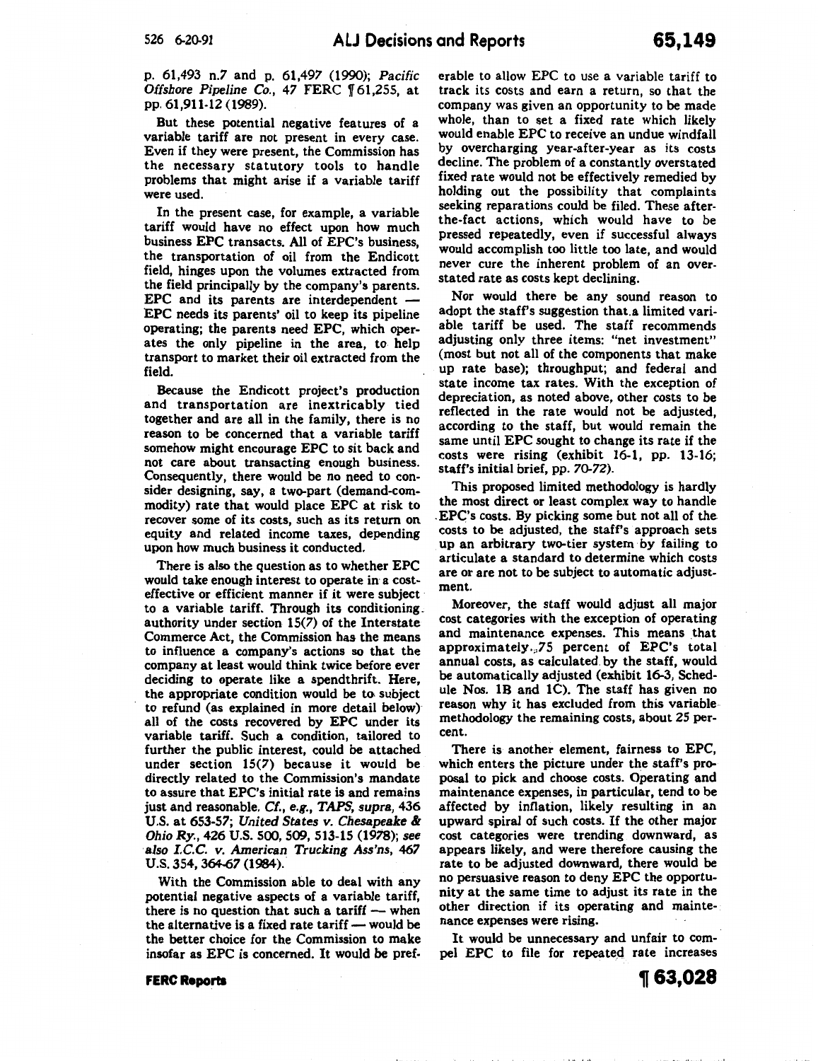p. 61,493 n.7 and p. 61,497 (1990); *Pacific Offshore Pipeline Co.*, 47 FERC ¶ 61,255, at pp. 61,911-12 (1989).

But these potential negative features of a variable tariff are not present in every case. Even if they were present, the Commission has the necessary statutory tools to handle problems that might arise if a variable tariff were used.

In the present case, for example, a variable tariff would have no effect upon how much business EPC transacts. All of EPC's business, the transportation of oil from the Endicott field, hinges upon the volumes extracted from the field principally by the company's parents. EPC and its parents are interdependent — EPC needs its parents' oil to keep its pipeline operating; the parents need EPC, which operates the only pipeline in the area, to help transport to market their oil extracted from the field.

Because the Endicott project's production and transportation are inextricably tied together and are all in the family, there is no reason to be concerned that a variable tariff somehow might encourage EPC to sit back and not care about transacting enough business. Consequently, there would be no need to consider designing, say, a two-part (demand-commodity) rate that would place EPC at risk to recover some of its costs, such as its return on equity and related income taxes, depending upon how much business it conducted.

There is also the question as to whether EPC would take enough interest to operate in a cost-effective or efficient manner if it were subject to a variable tariff. Through its conditioning authority under section 15(7) of the Interstate Commerce Act, the Commission has the means to influence a company's actions so that the company at least would think twice before ever deciding to operate like a spendthrift. Here, the appropriate condition would be to subject to refund (as explained in more detail below) all of the costs recovered by EPC under its variable tariff. Such a condition, tailored to further the public interest, could be attached under section 15(7) because it would be directly related to the Commission's mandate to assure that EPC's initial rate is and remains just and reasonable. *Cf., e.g., TAPS, supra*, 436 U.S. at 653-57; *United States v. Chesapeake & Ohio Ry.*, 426 U.S. 500, 509, 513-15 (1978); *see also I.C.C. v. American Trucking Ass'ns*, 467 U.S. 354, 364-67 (1984).

With the Commission able to deal with any potential negative aspects of a variable tariff, there is no question that such a tariff — when the alternative is a fixed rate tariff — would be the better choice for the Commission to make insofar as EPC is concerned. It would be preferable to allow EPC to use a variable tariff to track its costs and earn a return, so that the company was given an opportunity to be made whole, than to set a fixed rate which likely would enable EPC to receive an undue windfall by overcharging year-after-year as its costs decline. The problem of a constantly overstated fixed rate would not be effectively remedied by holding out the possibility that complaints seeking reparations could be filed. These after-the-fact actions, which would have to be pressed repeatedly, even if successful always would accomplish too little too late, and would never cure the inherent problem of an overstated rate as costs kept declining.

Nor would there be any sound reason to adopt the staff's suggestion that a limited variable tariff be used. The staff recommends adjusting only three items: "net investment" (most but not all of the components that make up rate base); throughput; and federal and state income tax rates. With the exception of depreciation, as noted above, other costs to be reflected in the rate would not be adjusted, according to the staff, but would remain the same until EPC sought to change its rate if the costs were rising (exhibit 16-1, pp. 13-16; staff's initial brief, pp. 70-72).

This proposed limited methodology is hardly the most direct or least complex way to handle EPC's costs. By picking some but not all of the costs to be adjusted, the staff's approach sets up an arbitrary two-tier system by failing to articulate a standard to determine which costs are or are not to be subject to automatic adjustment.

Moreover, the staff would adjust all major cost categories with the exception of operating and maintenance expenses. This means that approximately 75 percent of EPC's total annual costs, as calculated by the staff, would be automatically adjusted (exhibit 16-3, Schedule Nos. 1B and 1C). The staff has given no reason why it has excluded from this variable methodology the remaining costs, about 25 percent.

There is another element, fairness to EPC, which enters the picture under the staff's proposal to pick and choose costs. Operating and maintenance expenses, in particular, tend to be affected by inflation, likely resulting in an upward spiral of such costs. If the other major cost categories were trending downward, as appears likely, and were therefore causing the rate to be adjusted downward, there would be no persuasive reason to deny EPC the opportunity at the same time to adjust its rate in the other direction if its operating and maintenance expenses were rising.

It would be unnecessary and unfair to compel EPC to file for repeated rate increases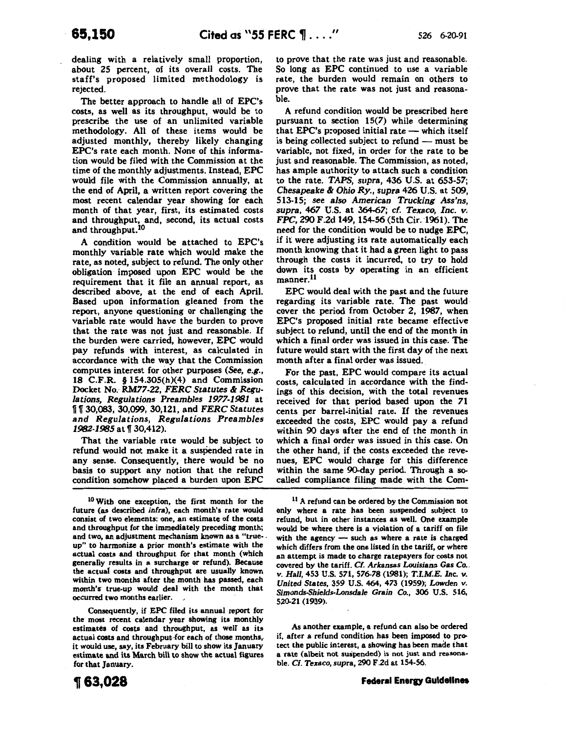dealing with a relatively small proportion, about 25 percent, of its overall costs. The staff's proposed limited methodology is rejected.

The better approach to handle all of EPC's costs, as well as its throughput, would be to prescribe the use of an unlimited variable methodology. All of these items would be adjusted monthly, thereby likely changing EPC's rate each month. None of this information would be filed with the Commission at the time of the monthly adjustments. Instead, EPC would file with the Commission annually, at the end of April, a written report covering the most recent calendar year showing for each month of that year, first, its estimated costs and throughput, and, second, its actual costs and throughput.[10]

A condition would be attached to EPC's monthly variable rate which would make the rate, as noted, subject to refund. The only other obligation imposed upon EPC would be the requirement that it file an annual report, as described above, at the end of each April. Based upon information gleaned from the report, anyone questioning or challenging the variable rate would have the burden to prove that the rate was not just and reasonable. If the burden were carried, however, EPC would pay refunds with interest, as calculated in accordance with the way that the Commission computes interest for other purposes (*See, e.g.*, 18 C.F.R. § 154.305(h)(4) and Commission Docket No. RM77-22, *FERC Statutes & Regulations, Regulations Preambles 1977-1981* at ¶¶ 30,083, 30,099, 30,121, and *FERC Statutes and Regulations, Regulations Preambles 1982-1985* at ¶ 30,412).

That the variable rate would be subject to refund would not make it a suspended rate in any sense. Consequently, there would be no basis to support any notion that the refund condition somehow placed a burden upon EPC to prove that the rate was just and reasonable. So long as EPC continued to use a variable rate, the burden would remain on others to prove that the rate was not just and reasonable.

A refund condition would be prescribed here pursuant to section 15(7) while determining that EPC's proposed initial rate — which itself is being collected subject to refund — must be variable, not fixed, in order for the rate to be just and reasonable. The Commission, as noted, has ample authority to attach such a condition to the rate. *TAPS, supra*, 436 U.S. at 653-57; *Chesapeake & Ohio Ry., supra* 426 U.S. at 509, 513-15; *see also American Trucking Ass'ns, supra*, 467 U.S. at 364-67; *cf. Texaco, Inc. v. FPC*, 290 F.2d 149, 154-56 (5th Cir. 1961). The need for the condition would be to nudge EPC, if it were adjusting its rate automatically each month knowing that it had a green light to pass through the costs it incurred, to try to hold down its costs by operating in an efficient manner.[11]

EPC would deal with the past and the future regarding its variable rate. The past would cover the period from October 2, 1987, when EPC's proposed initial rate became effective subject to refund, until the end of the month in which a final order was issued in this case. The future would start with the first day of the next month after a final order was issued.

For the past, EPC would compare its actual costs, calculated in accordance with the findings of this decision, with the total revenues received for that period based upon the 71 cents per barrel-initial rate. If the revenues exceeded the costs, EPC would pay a refund within 90 days after the end of the month in which a final order was issued in this case. On the other hand, if the costs exceeded the revenues, EPC would charge for this difference within the same 90-day period. Through a so-called compliance filing made with the Com-

---

[10] With one exception, the first month for the future (as described *infra*), each month's rate would consist of two elements: one, an estimate of the costs and throughput for the immediately preceding month; and two, an adjustment mechanism known as a "true-up" to harmonize a prior month's estimate with the actual costs and throughput for that month (which generally results in a surcharge or refund). Because the actual costs and throughput are usually known within two months after the month has passed, each month's true-up would deal with the month that occurred two months earlier.

Consequently, if EPC filed its annual report for the most recent calendar year showing its monthly estimates of costs and throughput, as well as its actual costs and throughput for each of those months, it would use, say, its February bill to show its January estimate and its March bill to show the actual figures for that January.

[11] A refund can be ordered by the Commission not only where a rate has been suspended subject to refund, but in other instances as well. One example would be where there is a violation of a tariff on file with the agency — such as where a rate is charged which differs from the one listed in the tariff, or where an attempt is made to charge ratepayers for costs not covered by the tariff. *Cf. Arkansas Louisiana Gas Co. v. Hall*, 453 U.S. 571, 576-78 (1981); *T.I.M.E. Inc. v. United States*, 359 U.S. 464, 473 (1959); *Lowden v. Simonds-Shields-Lonsdale Grain Co.*, 306 U.S. 516, 520-21 (1939).

As another example, a refund can also be ordered if, after a refund condition has been imposed to protect the public interest, a showing has been made that a rate (albeit not suspended) is not just and reasonable. *Cf. Texaco, supra*, 290 F.2d at 154-56.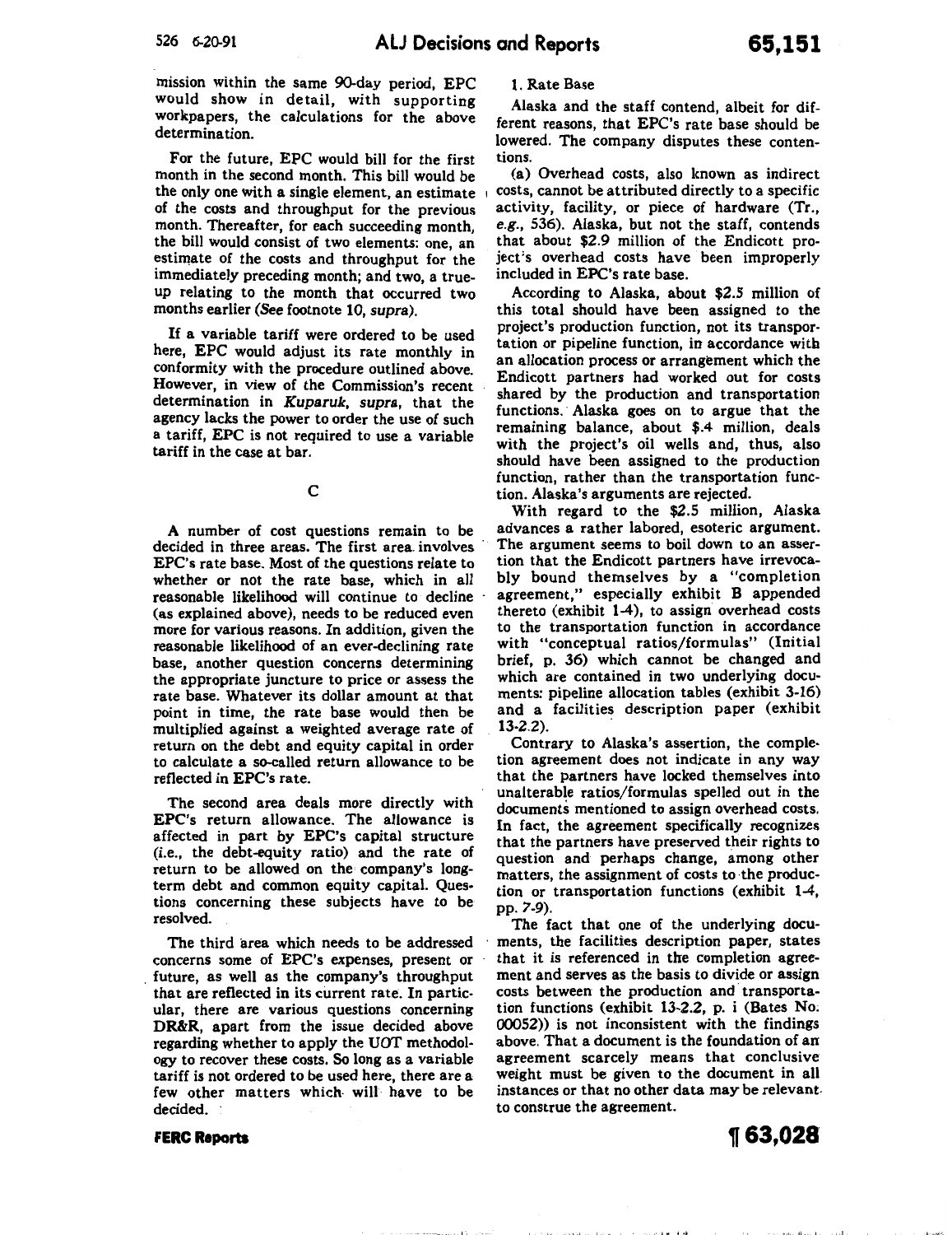mission within the same 90-day period, EPC would show in detail, with supporting workpapers, the calculations for the above determination.

For the future, EPC would bill for the first month in the second month. This bill would be the only one with a single element, an estimate of the costs and throughput for the previous month. Thereafter, for each succeeding month, the bill would consist of two elements: one, an estimate of the costs and throughput for the immediately preceding month; and two, a true-up relating to the month that occurred two months earlier (*See* footnote 10, *supra*).

If a variable tariff were ordered to be used here, EPC would adjust its rate monthly in conformity with the procedure outlined above. However, in view of the Commission's recent determination in *Kuparuk*, *supra*, that the agency lacks the power to order the use of such a tariff, EPC is not required to use a variable tariff in the case at bar.

## C

A number of cost questions remain to be decided in three areas. The first area involves EPC's rate base. Most of the questions relate to whether or not the rate base, which in all reasonable likelihood will continue to decline (as explained above), needs to be reduced even more for various reasons. In addition, given the reasonable likelihood of an ever-declining rate base, another question concerns determining the appropriate juncture to price or assess the rate base. Whatever its dollar amount at that point in time, the rate base would then be multiplied against a weighted average rate of return on the debt and equity capital in order to calculate a so-called return allowance to be reflected in EPC's rate.

The second area deals more directly with EPC's return allowance. The allowance is affected in part by EPC's capital structure (i.e., the debt-equity ratio) and the rate of return to be allowed on the company's long-term debt and common equity capital. Questions concerning these subjects have to be resolved.

The third area which needs to be addressed concerns some of EPC's expenses, present or future, as well as the company's throughput that are reflected in its current rate. In particular, there are various questions concerning DR&R, apart from the issue decided above regarding whether to apply the UOT methodology to recover these costs. So long as a variable tariff is not ordered to be used here, there are a few other matters which will have to be decided.

1. Rate Base

Alaska and the staff contend, albeit for different reasons, that EPC's rate base should be lowered. The company disputes these contentions.

(a) Overhead costs, also known as indirect costs, cannot be attributed directly to a specific activity, facility, or piece of hardware (Tr., *e.g.*, 536). Alaska, but not the staff, contends that about \$2.9 million of the Endicott project's overhead costs have been improperly included in EPC's rate base.

According to Alaska, about \$2.5 million of this total should have been assigned to the project's production function, not its transportation or pipeline function, in accordance with an allocation process or arrangement which the Endicott partners had worked out for costs shared by the production and transportation functions. Alaska goes on to argue that the remaining balance, about \$.4 million, deals with the project's oil wells and, thus, also should have been assigned to the production function, rather than the transportation function. Alaska's arguments are rejected.

With regard to the \$2.5 million, Alaska advances a rather labored, esoteric argument. The argument seems to boil down to an assertion that the Endicott partners have irrevocably bound themselves by a "completion agreement," especially exhibit B appended thereto (exhibit 1-4), to assign overhead costs to the transportation function in accordance with "conceptual ratios/formulas" (Initial brief, p. 36) which cannot be changed and which are contained in two underlying documents: pipeline allocation tables (exhibit 3-16) and a facilities description paper (exhibit 13-2.2).

Contrary to Alaska's assertion, the completion agreement does not indicate in any way that the partners have locked themselves into unalterable ratios/formulas spelled out in the documents mentioned to assign overhead costs. In fact, the agreement specifically recognizes that the partners have preserved their rights to question and perhaps change, among other matters, the assignment of costs to the production or transportation functions (exhibit 1-4, pp. 7-9).

The fact that one of the underlying documents, the facilities description paper, states that it is referenced in the completion agreement and serves as the basis to divide or assign costs between the production and transportation functions (exhibit 13-2.2, p. i (Bates No. 00052)) is not inconsistent with the findings above. That a document is the foundation of an agreement scarcely means that conclusive weight must be given to the document in all instances or that no other data may be relevant to construe the agreement.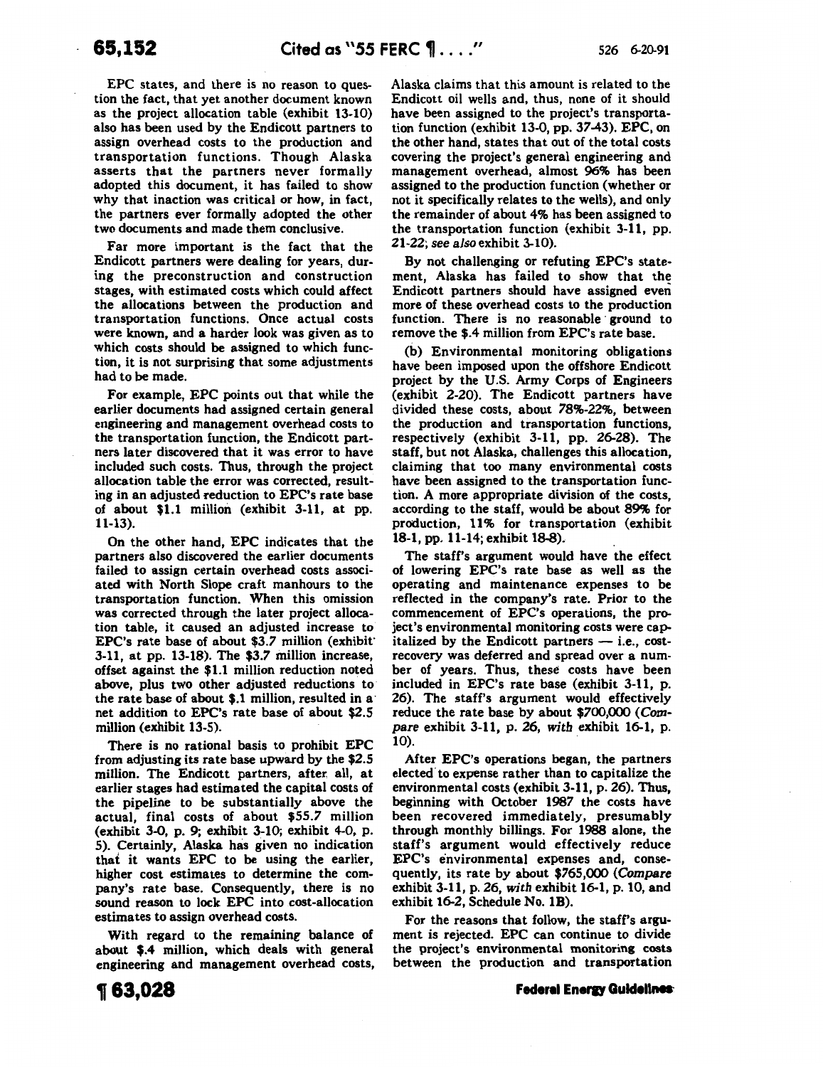EPC states, and there is no reason to question the fact, that yet another document known as the project allocation table (exhibit 13-10) also has been used by the Endicott partners to assign overhead costs to the production and transportation functions. Though Alaska asserts that the partners never formally adopted this document, it has failed to show why that inaction was critical or how, in fact, the partners ever formally adopted the other two documents and made them conclusive.

Far more important is the fact that the Endicott partners were dealing for years, during the preconstruction and construction stages, with estimated costs which could affect the allocations between the production and transportation functions. Once actual costs were known, and a harder look was given as to which costs should be assigned to which function, it is not surprising that some adjustments had to be made.

For example, EPC points out that while the earlier documents had assigned certain general engineering and management overhead costs to the transportation function, the Endicott partners later discovered that it was error to have included such costs. Thus, through the project allocation table the error was corrected, resulting in an adjusted reduction to EPC's rate base of about $1.1 million (exhibit 3-11, at pp. 11-13).

On the other hand, EPC indicates that the partners also discovered the earlier documents failed to assign certain overhead costs associated with North Slope craft manhours to the transportation function. When this omission was corrected through the later project allocation table, it caused an adjusted increase to EPC's rate base of about $3.7 million (exhibit 3-11, at pp. 13-18). The $3.7 million increase, offset against the $1.1 million reduction noted above, plus two other adjusted reductions to the rate base of about $.1 million, resulted in a net addition to EPC's rate base of about $2.5 million (exhibit 13-5).

There is no rational basis to prohibit EPC from adjusting its rate base upward by the $2.5 million. The Endicott partners, after all, at earlier stages had estimated the capital costs of the pipeline to be substantially above the actual, final costs of about $55.7 million (exhibit 3-0, p. 9; exhibit 3-10; exhibit 4-0, p. 5). Certainly, Alaska has given no indication that it wants EPC to be using the earlier, higher cost estimates to determine the company's rate base. Consequently, there is no sound reason to lock EPC into cost-allocation estimates to assign overhead costs.

With regard to the remaining balance of about $.4 million, which deals with general engineering and management overhead costs, Alaska claims that this amount is related to the Endicott oil wells and, thus, none of it should have been assigned to the project's transportation function (exhibit 13-0, pp. 37-43). EPC, on the other hand, states that out of the total costs covering the project's general engineering and management overhead, almost 96% has been assigned to the production function (whether or not it specifically relates to the wells), and only the remainder of about 4% has been assigned to the transportation function (exhibit 3-11, pp. 21-22; *see also* exhibit 3-10).

By not challenging or refuting EPC's statement, Alaska has failed to show that the Endicott partners should have assigned even more of these overhead costs to the production function. There is no reasonable ground to remove the $.4 million from EPC's rate base.

(b) Environmental monitoring obligations have been imposed upon the offshore Endicott project by the U.S. Army Corps of Engineers (exhibit 2-20). The Endicott partners have divided these costs, about 78%-22%, between the production and transportation functions, respectively (exhibit 3-11, pp. 26-28). The staff, but not Alaska, challenges this allocation, claiming that too many environmental costs have been assigned to the transportation function. A more appropriate division of the costs, according to the staff, would be about 89% for production, 11% for transportation (exhibit 18-1, pp. 11-14; exhibit 18-8).

The staff's argument would have the effect of lowering EPC's rate base as well as the operating and maintenance expenses to be reflected in the company's rate. Prior to the commencement of EPC's operations, the project's environmental monitoring costs were capitalized by the Endicott partners — i.e., cost-recovery was deferred and spread over a number of years. Thus, these costs have been included in EPC's rate base (exhibit 3-11, p. 26). The staff's argument would effectively reduce the rate base by about $700,000 (*Compare* exhibit 3-11, p. 26, *with* exhibit 16-1, p. 10).

After EPC's operations began, the partners elected to expense rather than to capitalize the environmental costs (exhibit 3-11, p. 26). Thus, beginning with October 1987 the costs have been recovered immediately, presumably through monthly billings. For 1988 alone, the staff's argument would effectively reduce EPC's environmental expenses and, consequently, its rate by about $765,000 (*Compare* exhibit 3-11, p. 26, *with* exhibit 16-1, p. 10, and exhibit 16-2, Schedule No. 1B).

For the reasons that follow, the staff's argument is rejected. EPC can continue to divide the project's environmental monitoring costs between the production and transportation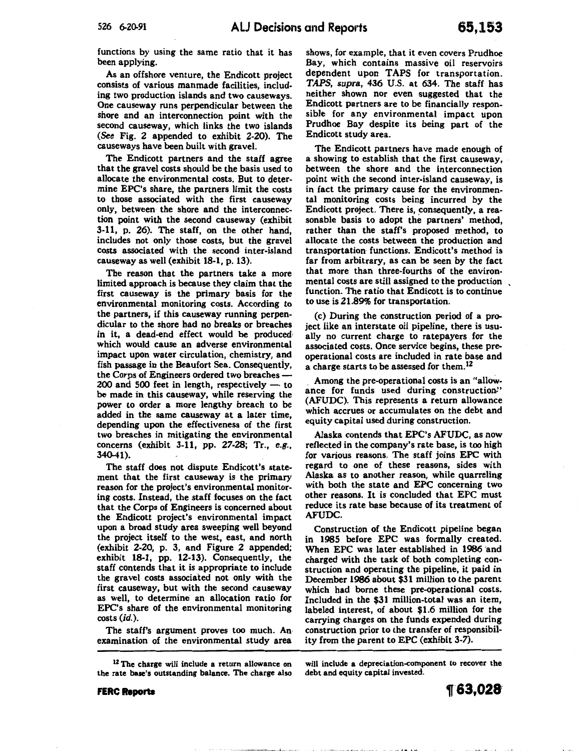functions by using the same ratio that it has been applying.

As an offshore venture, the Endicott project consists of various manmade facilities, including two production islands and two causeways. One causeway runs perpendicular between the shore and an interconnection point with the second causeway, which links the two islands (*See* Fig. 2 appended to exhibit 2-20). The causeways have been built with gravel.

The Endicott partners and the staff agree that the gravel costs should be the basis used to allocate the environmental costs. But to determine EPC's share, the partners limit the costs to those associated with the first causeway only, between the shore and the interconnection point with the second causeway (exhibit 3-11, p. 26). The staff, on the other hand, includes not only those costs, but the gravel costs associated with the second inter-island causeway as well (exhibit 18-1, p. 13).

The reason that the partners take a more limited approach is because they claim that the first causeway is the primary basis for the environmental monitoring costs. According to the partners, if this causeway running perpendicular to the shore had no breaks or breaches in it, a dead-end effect would be produced which would cause an adverse environmental impact upon water circulation, chemistry, and fish passage in the Beaufort Sea. Consequently, the Corps of Engineers ordered two breaches — 200 and 500 feet in length, respectively — to be made in this causeway, while reserving the power to order a more lengthy breach to be added in the same causeway at a later time, depending upon the effectiveness of the first two breaches in mitigating the environmental concerns (exhibit 3-11, pp. 27-28; Tr., *e.g.*, 340-41).

The staff does not dispute Endicott's statement that the first causeway is the primary reason for the project's environmental monitoring costs. Instead, the staff focuses on the fact that the Corps of Engineers is concerned about the Endicott project's environmental impact upon a broad study area sweeping well beyond the project itself to the west, east, and north (exhibit 2-20, p. 3, and Figure 2 appended; exhibit 18-1, pp. 12-13). Consequently, the staff contends that it is appropriate to include the gravel costs associated not only with the first causeway, but with the second causeway as well, to determine an allocation ratio for EPC's share of the environmental monitoring costs (*id.*).

The staff's argument proves too much. An examination of the environmental study area shows, for example, that it even covers Prudhoe Bay, which contains massive oil reservoirs dependent upon TAPS for transportation. *TAPS, supra*, 436 U.S. at 634. The staff has neither shown nor even suggested that the Endicott partners are to be financially responsible for any environmental impact upon Prudhoe Bay despite its being part of the Endicott study area.

The Endicott partners have made enough of a showing to establish that the first causeway, between the shore and the interconnection point with the second inter-island causeway, is in fact the primary cause for the environmental monitoring costs being incurred by the Endicott project. There is, consequently, a reasonable basis to adopt the partners' method, rather than the staff's proposed method, to allocate the costs between the production and transportation functions. Endicott's method is far from arbitrary, as can be seen by the fact that more than three-fourths of the environmental costs are still assigned to the production function. The ratio that Endicott is to continue to use is 21.89% for transportation.

(c) During the construction period of a project like an interstate oil pipeline, there is usually no current charge to ratepayers for the associated costs. Once service begins, these pre-operational costs are included in rate base and a charge starts to be assessed for them.[12]

Among the pre-operational costs is an "allowance for funds used during construction" (AFUDC). This represents a return allowance which accrues or accumulates on the debt and equity capital used during construction.

Alaska contends that EPC's AFUDC, as now reflected in the company's rate base, is too high for various reasons. The staff joins EPC with regard to one of these reasons, sides with Alaska as to another reason, while quarreling with both the state and EPC concerning two other reasons. It is concluded that EPC must reduce its rate base because of its treatment of AFUDC.

Construction of the Endicott pipeline began in 1985 before EPC was formally created. When EPC was later established in 1986 and charged with the task of both completing construction and operating the pipeline, it paid in December 1986 about $31 million to the parent which had borne these pre-operational costs. Included in the $31 million-total was an item, labeled interest, of about $1.6 million for the carrying charges on the funds expended during construction prior to the transfer of responsibility from the parent to EPC (exhibit 3-7).

---

[12] The charge will include a return allowance on the rate base's outstanding balance. The charge also will include a depreciation-component to recover the debt and equity capital invested.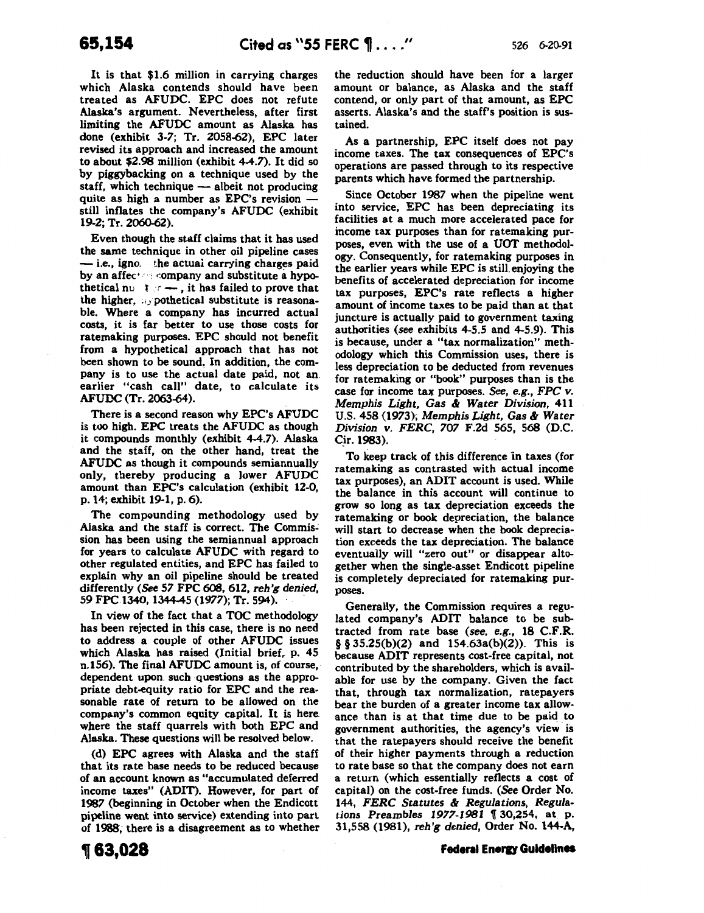It is that $1.6 million in carrying charges which Alaska contends should have been treated as AFUDC. EPC does not refute Alaska's argument. Nevertheless, after first limiting the AFUDC amount as Alaska has done (exhibit 3-7; Tr. 2058-62), EPC later revised its approach and increased the amount to about $2.98 million (exhibit 4-4.7). It did so by piggybacking on a technique used by the staff, which technique — albeit not producing quite as high a number as EPC's revision — still inflates the company's AFUDC (exhibit 19-2; Tr. 2060-62).

Even though the staff claims that it has used the same technique in other oil pipeline cases — i.e., igno. the actual carrying charges paid by an affec company and substitute a hypothetical nu — , it has failed to prove that the higher, pothetical substitute is reasonable. Where a company has incurred actual costs, it is far better to use those costs for ratemaking purposes. EPC should not benefit from a hypothetical approach that has not been shown to be sound. In addition, the company is to use the actual date paid, not an earlier "cash call" date, to calculate its AFUDC (Tr. 2063-64).

There is a second reason why EPC's AFUDC is too high. EPC treats the AFUDC as though it compounds monthly (exhibit 4-4.7). Alaska and the staff, on the other hand, treat the AFUDC as though it compounds semiannually only, thereby producing a lower AFUDC amount than EPC's calculation (exhibit 12-0, p. 14; exhibit 19-1, p. 6).

The compounding methodology used by Alaska and the staff is correct. The Commission has been using the semiannual approach for years to calculate AFUDC with regard to other regulated entities, and EPC has failed to explain why an oil pipeline should be treated differently (*See* 57 FPC 608, 612, *reh'g denied*, 59 FPC 1340, 1344-45 (1977); Tr. 594).

In view of the fact that a TOC methodology has been rejected in this case, there is no need to address a couple of other AFUDC issues which Alaska has raised (Initial brief, p. 45 n.156). The final AFUDC amount is, of course, dependent upon such questions as the appropriate debt-equity ratio for EPC and the reasonable rate of return to be allowed on the company's common equity capital. It is here where the staff quarrels with both EPC and Alaska. These questions will be resolved below.

(d) EPC agrees with Alaska and the staff that its rate base needs to be reduced because of an account known as "accumulated deferred income taxes" (ADIT). However, for part of 1987 (beginning in October when the Endicott pipeline went into service) extending into part of 1988, there is a disagreement as to whether the reduction should have been for a larger amount or balance, as Alaska and the staff contend, or only part of that amount, as EPC asserts. Alaska's and the staff's position is sustained.

As a partnership, EPC itself does not pay income taxes. The tax consequences of EPC's operations are passed through to its respective parents which have formed the partnership.

Since October 1987 when the pipeline went into service, EPC has been depreciating its facilities at a much more accelerated pace for income tax purposes than for ratemaking purposes, even with the use of a UOT methodology. Consequently, for ratemaking purposes in the earlier years while EPC is still enjoying the benefits of accelerated depreciation for income tax purposes, EPC's rate reflects a higher amount of income taxes to be paid than at that juncture is actually paid to government taxing authorities (*see* exhibits 4-5.5 and 4-5.9). This is because, under a "tax normalization" methodology which this Commission uses, there is less depreciation to be deducted from revenues for ratemaking or "book" purposes than is the case for income tax purposes. *See, e.g., FPC v. Memphis Light, Gas & Water Division*, 411 U.S. 458 (1973); *Memphis Light, Gas & Water Division v. FERC*, 707 F.2d 565, 568 (D.C. Cir. 1983).

To keep track of this difference in taxes (for ratemaking as contrasted with actual income tax purposes), an ADIT account is used. While the balance in this account will continue to grow so long as tax depreciation exceeds the ratemaking or book depreciation, the balance will start to decrease when the book depreciation exceeds the tax depreciation. The balance eventually will "zero out" or disappear altogether when the single-asset Endicott pipeline is completely depreciated for ratemaking purposes.

Generally, the Commission requires a regulated company's ADIT balance to be subtracted from rate base (*see, e.g.*, 18 C.F.R. §§ 35.25(b)(2) and 154.63a(b)(2)). This is because ADIT represents cost-free capital, not contributed by the shareholders, which is available for use by the company. Given the fact that, through tax normalization, ratepayers bear the burden of a greater income tax allowance than is at that time due to be paid to government authorities, the agency's view is that the ratepayers should receive the benefit of their higher payments through a reduction to rate base so that the company does not earn a return (which essentially reflects a cost of capital) on the cost-free funds. (*See* Order No. 144, *FERC Statutes & Regulations, Regulations Preambles 1977-1981* ¶ 30,254, at p. 31,558 (1981), *reh'g denied*, Order No. 144-A,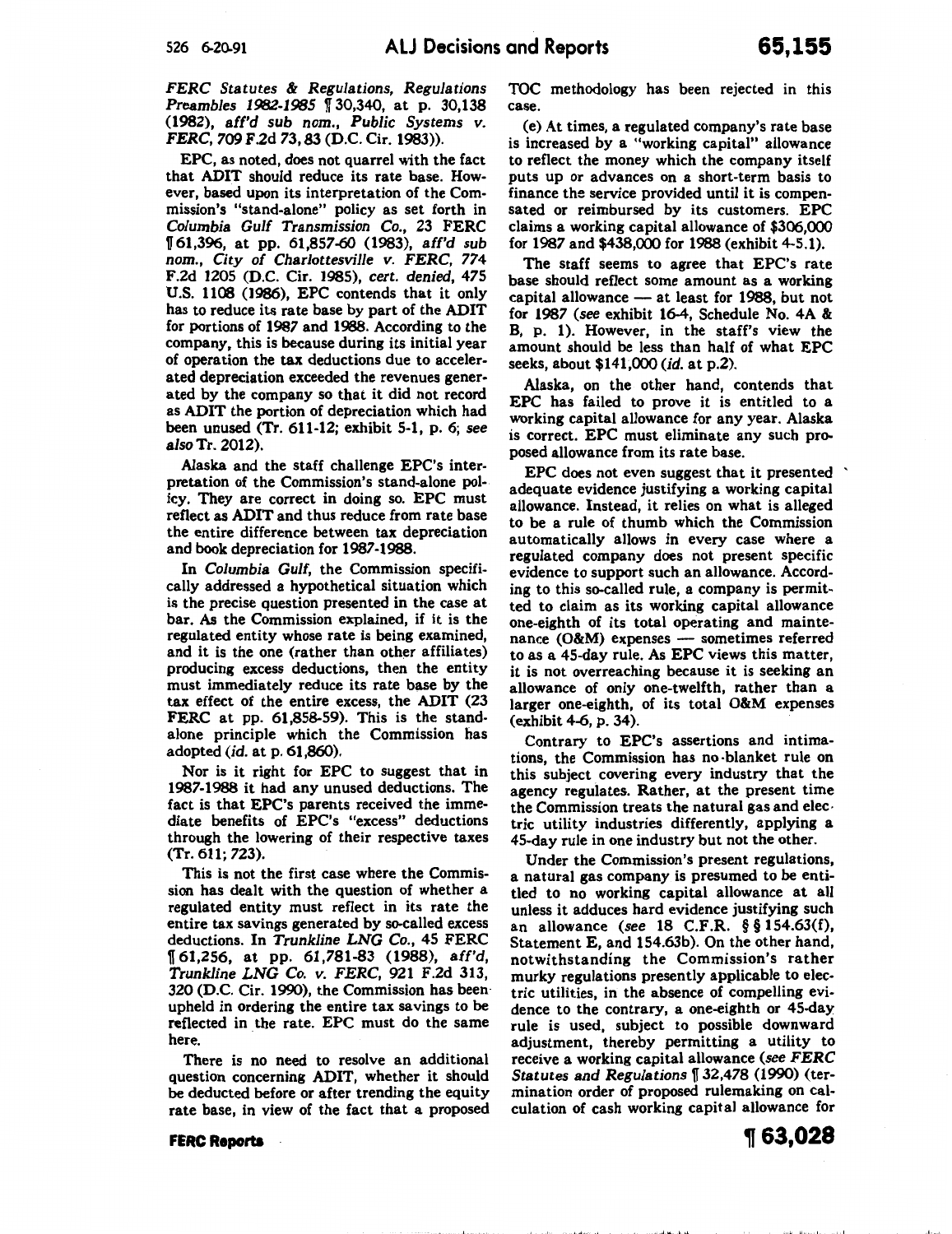*FERC Statutes & Regulations, Regulations Preambles 1982-1985* ¶ 30,340, at p. 30,138 (1982), *aff'd sub nom., Public Systems v. FERC*, 709 F.2d 73, 83 (D.C. Cir. 1983)).

EPC, as noted, does not quarrel with the fact that ADIT should reduce its rate base. However, based upon its interpretation of the Commission's "stand-alone" policy as set forth in *Columbia Gulf Transmission Co.*, 23 FERC ¶ 61,396, at pp. 61,857-60 (1983), *aff'd sub nom., City of Charlottesville v. FERC*, 774 F.2d 1205 (D.C. Cir. 1985), *cert. denied*, 475 U.S. 1108 (1986), EPC contends that it only has to reduce its rate base by part of the ADIT for portions of 1987 and 1988. According to the company, this is because during its initial year of operation the tax deductions due to accelerated depreciation exceeded the revenues generated by the company so that it did not record as ADIT the portion of depreciation which had been unused (Tr. 611-12; exhibit 5-1, p. 6; *see also* Tr. 2012).

Alaska and the staff challenge EPC's interpretation of the Commission's stand-alone policy. They are correct in doing so. EPC must reflect as ADIT and thus reduce from rate base the entire difference between tax depreciation and book depreciation for 1987-1988.

In *Columbia Gulf*, the Commission specifically addressed a hypothetical situation which is the precise question presented in the case at bar. As the Commission explained, if it is the regulated entity whose rate is being examined, and it is the one (rather than other affiliates) producing excess deductions, then the entity must immediately reduce its rate base by the tax effect of the entire excess, the ADIT (23 FERC at pp. 61,858-59). This is the stand-alone principle which the Commission has adopted (*id.* at p. 61,860).

Nor is it right for EPC to suggest that in 1987-1988 it had any unused deductions. The fact is that EPC's parents received the immediate benefits of EPC's "excess" deductions through the lowering of their respective taxes (Tr. 611; 723).

This is not the first case where the Commission has dealt with the question of whether a regulated entity must reflect in its rate the entire tax savings generated by so-called excess deductions. In *Trunkline LNG Co.*, 45 FERC ¶ 61,256, at pp. 61,781-83 (1988), *aff'd, Trunkline LNG Co. v. FERC*, 921 F.2d 313, 320 (D.C. Cir. 1990), the Commission has been upheld in ordering the entire tax savings to be reflected in the rate. EPC must do the same here.

There is no need to resolve an additional question concerning ADIT, whether it should be deducted before or after trending the equity rate base, in view of the fact that a proposed TOC methodology has been rejected in this case.

(e) At times, a regulated company's rate base is increased by a "working capital" allowance to reflect the money which the company itself puts up or advances on a short-term basis to finance the service provided until it is compensated or reimbursed by its customers. EPC claims a working capital allowance of $306,000 for 1987 and $438,000 for 1988 (exhibit 4-5.1).

The staff seems to agree that EPC's rate base should reflect some amount as a working capital allowance — at least for 1988, but not for 1987 (*see* exhibit 16-4, Schedule No. 4A & B, p. 1). However, in the staff's view the amount should be less than half of what EPC seeks, about $141,000 (*id.* at p.2).

Alaska, on the other hand, contends that EPC has failed to prove it is entitled to a working capital allowance for any year. Alaska is correct. EPC must eliminate any such proposed allowance from its rate base.

EPC does not even suggest that it presented adequate evidence justifying a working capital allowance. Instead, it relies on what is alleged to be a rule of thumb which the Commission automatically allows in every case where a regulated company does not present specific evidence to support such an allowance. According to this so-called rule, a company is permitted to claim as its working capital allowance one-eighth of its total operating and maintenance (O&M) expenses — sometimes referred to as a 45-day rule. As EPC views this matter, it is not overreaching because it is seeking an allowance of only one-twelfth, rather than a larger one-eighth, of its total O&M expenses (exhibit 4-6, p. 34).

Contrary to EPC's assertions and intimations, the Commission has no blanket rule on this subject covering every industry that the agency regulates. Rather, at the present time the Commission treats the natural gas and electric utility industries differently, applying a 45-day rule in one industry but not the other.

Under the Commission's present regulations, a natural gas company is presumed to be entitled to no working capital allowance at all unless it adduces hard evidence justifying such an allowance (*see* 18 C.F.R. §§ 154.63(f), Statement E, and 154.63b). On the other hand, notwithstanding the Commission's rather murky regulations presently applicable to electric utilities, in the absence of compelling evidence to the contrary, a one-eighth or 45-day rule is used, subject to possible downward adjustment, thereby permitting a utility to receive a working capital allowance (*see FERC Statutes and Regulations* ¶ 32,478 (1990) (termination order of proposed rulemaking on calculation of cash working capital allowance for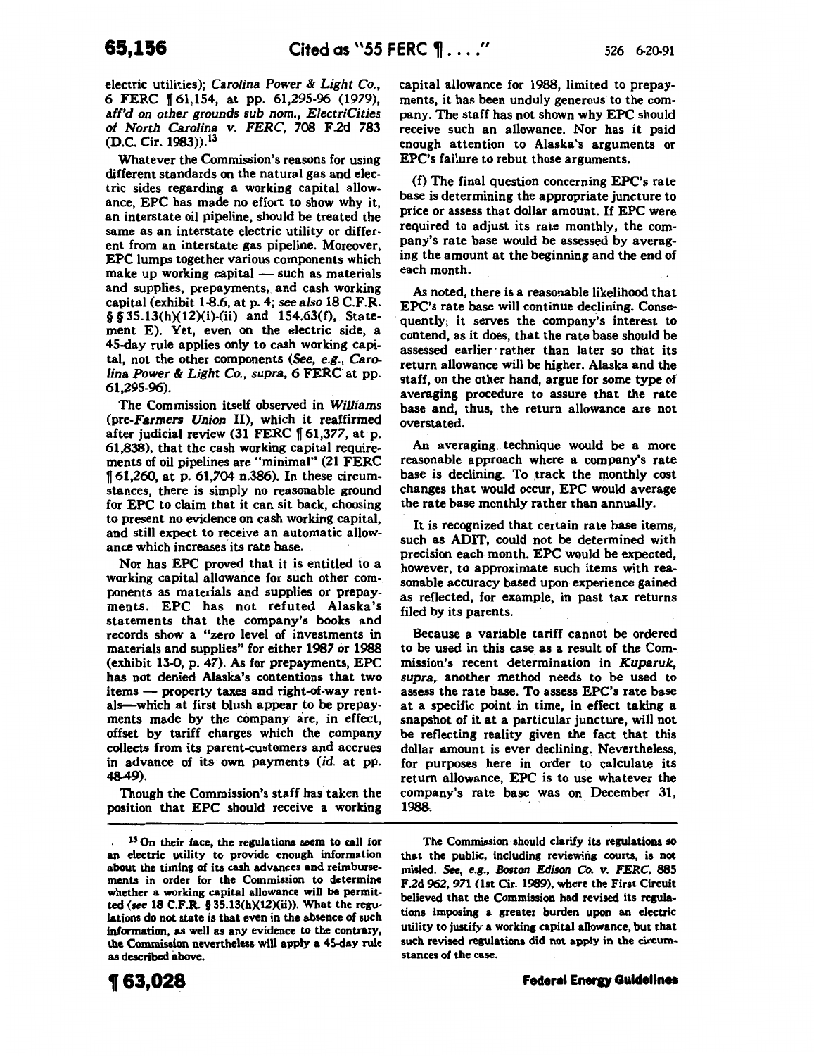electric utilities); *Carolina Power & Light Co.*, 6 FERC ¶ 61,154, at pp. 61,295-96 (1979), *aff'd on other grounds sub nom., ElectriCities of North Carolina v. FERC*, 708 F.2d 783 (D.C. Cir. 1983)).[13]

Whatever the Commission's reasons for using different standards on the natural gas and electric sides regarding a working capital allowance, EPC has made no effort to show why it, an interstate oil pipeline, should be treated the same as an interstate electric utility or different from an interstate gas pipeline. Moreover, EPC lumps together various components which make up working capital — such as materials and supplies, prepayments, and cash working capital (exhibit 1-8.6, at p. 4; *see also* 18 C.F.R. §§ 35.13(h)(12)(i)-(ii) and 154.63(f), Statement E). Yet, even on the electric side, a 45-day rule applies only to cash working capital, not the other components (*See, e.g., Carolina Power & Light Co., supra*, 6 FERC at pp. 61,295-96).

The Commission itself observed in *Williams* (pre-*Farmers Union* II), which it reaffirmed after judicial review (31 FERC ¶ 61,377, at p. 61,838), that the cash working capital requirements of oil pipelines are "minimal" (21 FERC ¶ 61,260, at p. 61,704 n.386). In these circumstances, there is simply no reasonable ground for EPC to claim that it can sit back, choosing to present no evidence on cash working capital, and still expect to receive an automatic allowance which increases its rate base.

Nor has EPC proved that it is entitled to a working capital allowance for such other components as materials and supplies or prepayments. EPC has not refuted Alaska's statements that the company's books and records show a "zero level of investments in materials and supplies" for either 1987 or 1988 (exhibit 13-0, p. 47). As for prepayments, EPC has not denied Alaska's contentions that two items — property taxes and right-of-way rentals—which at first blush appear to be prepayments made by the company are, in effect, offset by tariff charges which the company collects from its parent-customers and accrues in advance of its own payments (*id.* at pp. 48-49).

Though the Commission's staff has taken the position that EPC should receive a working capital allowance for 1988, limited to prepayments, it has been unduly generous to the company. The staff has not shown why EPC should receive such an allowance. Nor has it paid enough attention to Alaska's arguments or EPC's failure to rebut those arguments.

(f) The final question concerning EPC's rate base is determining the appropriate juncture to price or assess that dollar amount. If EPC were required to adjust its rate monthly, the company's rate base would be assessed by averaging the amount at the beginning and the end of each month.

As noted, there is a reasonable likelihood that EPC's rate base will continue declining. Consequently, it serves the company's interest to contend, as it does, that the rate base should be assessed earlier rather than later so that its return allowance will be higher. Alaska and the staff, on the other hand, argue for some type of averaging procedure to assure that the rate base and, thus, the return allowance are not overstated.

An averaging technique would be a more reasonable approach where a company's rate base is declining. To track the monthly cost changes that would occur, EPC would average the rate base monthly rather than annually.

It is recognized that certain rate base items, such as ADIT, could not be determined with precision each month. EPC would be expected, however, to approximate such items with reasonable accuracy based upon experience gained as reflected, for example, in past tax returns filed by its parents.

Because a variable tariff cannot be ordered to be used in this case as a result of the Commission's recent determination in *Kuparuk, supra*, another method needs to be used to assess the rate base. To assess EPC's rate base at a specific point in time, in effect taking a snapshot of it at a particular juncture, will not be reflecting reality given the fact that this dollar amount is ever declining. Nevertheless, for purposes here in order to calculate its return allowance, EPC is to use whatever the company's rate base was on December 31, 1988.

---

[13] On their face, the regulations seem to call for an electric utility to provide enough information about the timing of its cash advances and reimbursements in order for the Commission to determine whether a working capital allowance will be permitted (*see* 18 C.F.R. § 35.13(h)(12)(ii)). What the regulations do not state is that even in the absence of such information, as well as any evidence to the contrary, the Commission nevertheless will apply a 45-day rule as described above.

The Commission should clarify its regulations so that the public, including reviewing courts, is not misled. *See, e.g., Boston Edison Co. v. FERC*, 885 F.2d 962, 971 (1st Cir. 1989), where the First Circuit believed that the Commission had revised its regulations imposing a greater burden upon an electric utility to justify a working capital allowance, but that such revised regulations did not apply in the circumstances of the case.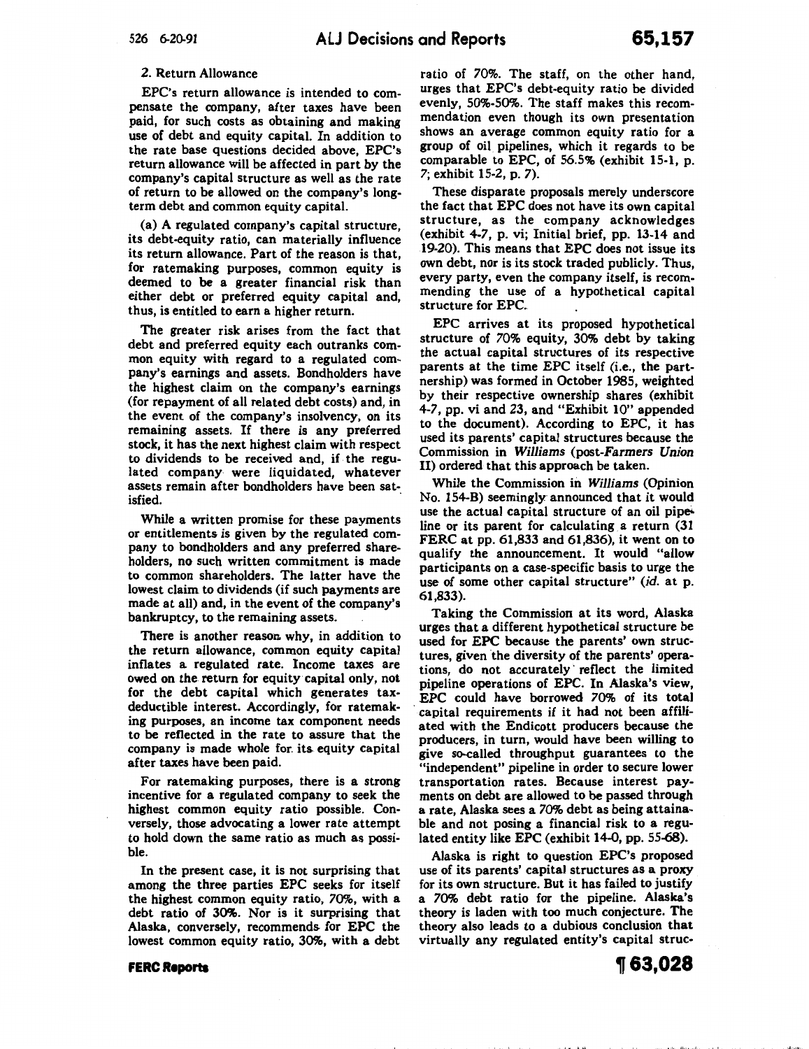2. Return Allowance

EPC's return allowance is intended to compensate the company, after taxes have been paid, for such costs as obtaining and making use of debt and equity capital. In addition to the rate base questions decided above, EPC's return allowance will be affected in part by the company's capital structure as well as the rate of return to be allowed on the company's long-term debt and common equity capital.

(a) A regulated company's capital structure, its debt-equity ratio, can materially influence its return allowance. Part of the reason is that, for ratemaking purposes, common equity is deemed to be a greater financial risk than either debt or preferred equity capital and, thus, is entitled to earn a higher return.

The greater risk arises from the fact that debt and preferred equity each outranks common equity with regard to a regulated company's earnings and assets. Bondholders have the highest claim on the company's earnings (for repayment of all related debt costs) and, in the event of the company's insolvency, on its remaining assets. If there is any preferred stock, it has the next highest claim with respect to dividends to be received and, if the regulated company were liquidated, whatever assets remain after bondholders have been satisfied.

While a written promise for these payments or entitlements is given by the regulated company to bondholders and any preferred shareholders, no such written commitment is made to common shareholders. The latter have the lowest claim to dividends (if such payments are made at all) and, in the event of the company's bankruptcy, to the remaining assets.

There is another reason why, in addition to the return allowance, common equity capital inflates a regulated rate. Income taxes are owed on the return for equity capital only, not for the debt capital which generates tax-deductible interest. Accordingly, for ratemaking purposes, an income tax component needs to be reflected in the rate to assure that the company is made whole for its equity capital after taxes have been paid.

For ratemaking purposes, there is a strong incentive for a regulated company to seek the highest common equity ratio possible. Conversely, those advocating a lower rate attempt to hold down the same ratio as much as possible.

In the present case, it is not surprising that among the three parties EPC seeks for itself the highest common equity ratio, 70%, with a debt ratio of 30%. Nor is it surprising that Alaska, conversely, recommends for EPC the lowest common equity ratio, 30%, with a debt ratio of 70%. The staff, on the other hand, urges that EPC's debt-equity ratio be divided evenly, 50%-50%. The staff makes this recommendation even though its own presentation shows an average common equity ratio for a group of oil pipelines, which it regards to be comparable to EPC, of 56.5% (exhibit 15-1, p. 7; exhibit 15-2, p. 7).

These disparate proposals merely underscore the fact that EPC does not have its own capital structure, as the company acknowledges (exhibit 4-7, p. vi; Initial brief, pp. 13-14 and 19-20). This means that EPC does not issue its own debt, nor is its stock traded publicly. Thus, every party, even the company itself, is recommending the use of a hypothetical capital structure for EPC.

EPC arrives at its proposed hypothetical structure of 70% equity, 30% debt by taking the actual capital structures of its respective parents at the time EPC itself (i.e., the partnership) was formed in October 1985, weighted by their respective ownership shares (exhibit 4-7, pp. vi and 23, and "Exhibit 10" appended to the document). According to EPC, it has used its parents' capital structures because the Commission in *Williams* (post-*Farmers Union II*) ordered that this approach be taken.

While the Commission in *Williams* (Opinion No. 154-B) seemingly announced that it would use the actual capital structure of an oil pipeline or its parent for calculating a return (31 FERC at pp. 61,833 and 61,836), it went on to qualify the announcement. It would "allow participants on a case-specific basis to urge the use of some other capital structure" (*id.* at p. 61,833).

Taking the Commission at its word, Alaska urges that a different hypothetical structure be used for EPC because the parents' own structures, given the diversity of the parents' operations, do not accurately reflect the limited pipeline operations of EPC. In Alaska's view, EPC could have borrowed 70% of its total capital requirements if it had not been affiliated with the Endicott producers because the producers, in turn, would have been willing to give so-called throughput guarantees to the "independent" pipeline in order to secure lower transportation rates. Because interest payments on debt are allowed to be passed through a rate, Alaska sees a 70% debt as being attainable and not posing a financial risk to a regulated entity like EPC (exhibit 14-0, pp. 55-68).

Alaska is right to question EPC's proposed use of its parents' capital structures as a proxy for its own structure. But it has failed to justify a 70% debt ratio for the pipeline. Alaska's theory is laden with too much conjecture. The theory also leads to a dubious conclusion that virtually any regulated entity's capital struc-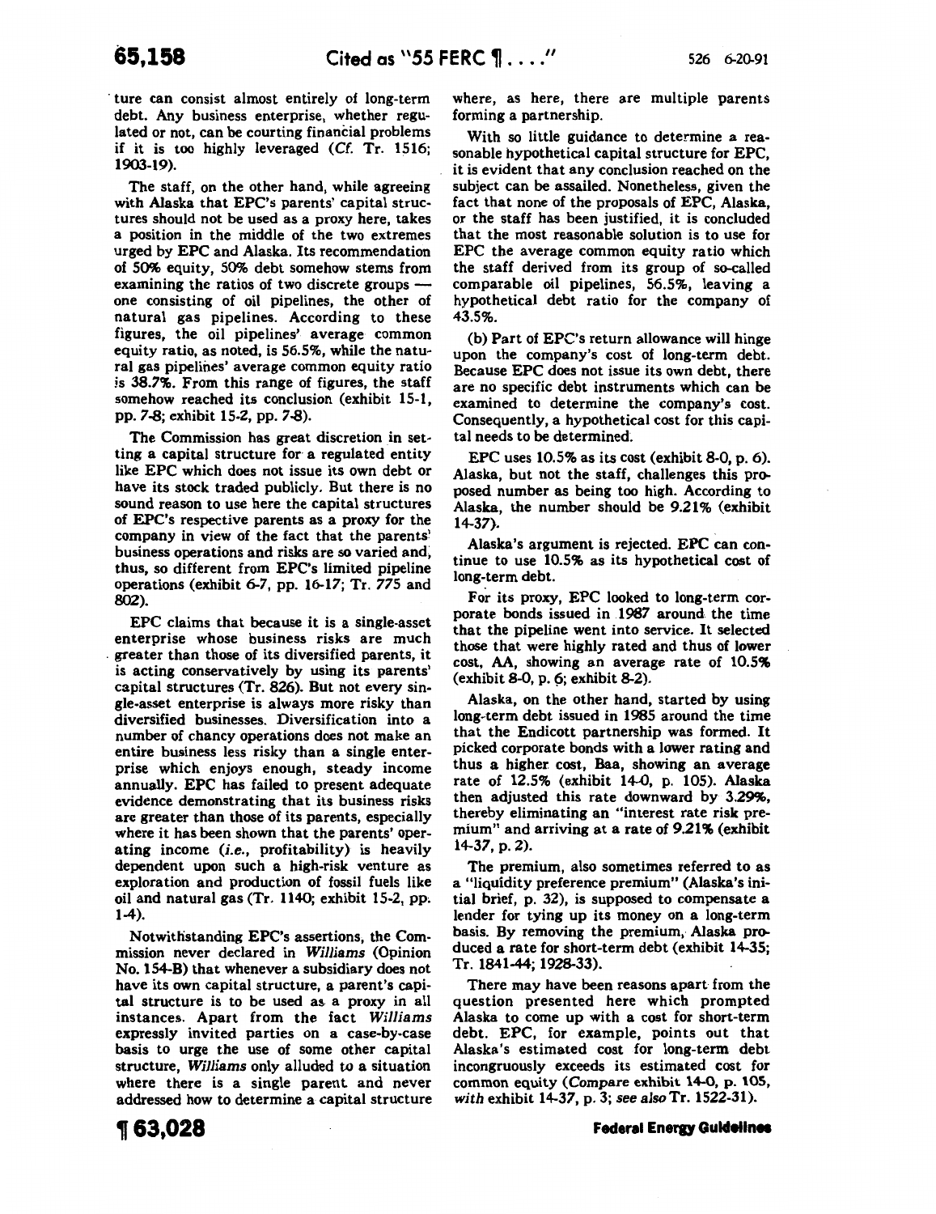ture can consist almost entirely of long-term debt. Any business enterprise, whether regulated or not, can be courting financial problems if it is too highly leveraged (*Cf.* Tr. 1516; 1903-19).

The staff, on the other hand, while agreeing with Alaska that EPC's parents' capital structures should not be used as a proxy here, takes a position in the middle of the two extremes urged by EPC and Alaska. Its recommendation of 50% equity, 50% debt somehow stems from examining the ratios of two discrete groups — one consisting of oil pipelines, the other of natural gas pipelines. According to these figures, the oil pipelines' average common equity ratio, as noted, is 56.5%, while the natural gas pipelines' average common equity ratio is 38.7%. From this range of figures, the staff somehow reached its conclusion (exhibit 15-1, pp. 7-8; exhibit 15-2, pp. 7-8).

The Commission has great discretion in setting a capital structure for a regulated entity like EPC which does not issue its own debt or have its stock traded publicly. But there is no sound reason to use here the capital structures of EPC's respective parents as a proxy for the company in view of the fact that the parents' business operations and risks are so varied and, thus, so different from EPC's limited pipeline operations (exhibit 6-7, pp. 16-17; Tr. 775 and 802).

EPC claims that because it is a single-asset enterprise whose business risks are much greater than those of its diversified parents, it is acting conservatively by using its parents' capital structures (Tr. 826). But not every single-asset enterprise is always more risky than diversified businesses. Diversification into a number of chancy operations does not make an entire business less risky than a single enterprise which enjoys enough, steady income annually. EPC has failed to present adequate evidence demonstrating that its business risks are greater than those of its parents, especially where it has been shown that the parents' operating income (*i.e.*, profitability) is heavily dependent upon such a high-risk venture as exploration and production of fossil fuels like oil and natural gas (Tr. 1140; exhibit 15-2, pp. 1-4).

Notwithstanding EPC's assertions, the Commission never declared in *Williams* (Opinion No. 154-B) that whenever a subsidiary does not have its own capital structure, a parent's capital structure is to be used as a proxy in all instances. Apart from the fact *Williams* expressly invited parties on a case-by-case basis to urge the use of some other capital structure, *Williams* only alluded to a situation where there is a single parent and never addressed how to determine a capital structure where, as here, there are multiple parents forming a partnership.

With so little guidance to determine a reasonable hypothetical capital structure for EPC, it is evident that any conclusion reached on the subject can be assailed. Nonetheless, given the fact that none of the proposals of EPC, Alaska, or the staff has been justified, it is concluded that the most reasonable solution is to use for EPC the average common equity ratio which the staff derived from its group of so-called comparable oil pipelines, 56.5%, leaving a hypothetical debt ratio for the company of 43.5%.

(b) Part of EPC's return allowance will hinge upon the company's cost of long-term debt. Because EPC does not issue its own debt, there are no specific debt instruments which can be examined to determine the company's cost. Consequently, a hypothetical cost for this capital needs to be determined.

EPC uses 10.5% as its cost (exhibit 8-0, p. 6). Alaska, but not the staff, challenges this proposed number as being too high. According to Alaska, the number should be 9.21% (exhibit 14-37).

Alaska's argument is rejected. EPC can continue to use 10.5% as its hypothetical cost of long-term debt.

For its proxy, EPC looked to long-term corporate bonds issued in 1987 around the time that the pipeline went into service. It selected those that were highly rated and thus of lower cost, AA, showing an average rate of 10.5% (exhibit 8-0, p. 6; exhibit 8-2).

Alaska, on the other hand, started by using long-term debt issued in 1985 around the time that the Endicott partnership was formed. It picked corporate bonds with a lower rating and thus a higher cost, Baa, showing an average rate of 12.5% (exhibit 14-0, p. 105). Alaska then adjusted this rate downward by 3.29%, thereby eliminating an "interest rate risk premium" and arriving at a rate of 9.21% (exhibit 14-37, p. 2).

The premium, also sometimes referred to as a "liquidity preference premium" (Alaska's initial brief, p. 32), is supposed to compensate a lender for tying up its money on a long-term basis. By removing the premium, Alaska produced a rate for short-term debt (exhibit 14-35; Tr. 1841-44; 1928-33).

There may have been reasons apart from the question presented here which prompted Alaska to come up with a cost for short-term debt. EPC, for example, points out that Alaska's estimated cost for long-term debt incongruously exceeds its estimated cost for common equity (*Compare* exhibit 14-0, p. 105, *with* exhibit 14-37, p. 3; *see also* Tr. 1522-31).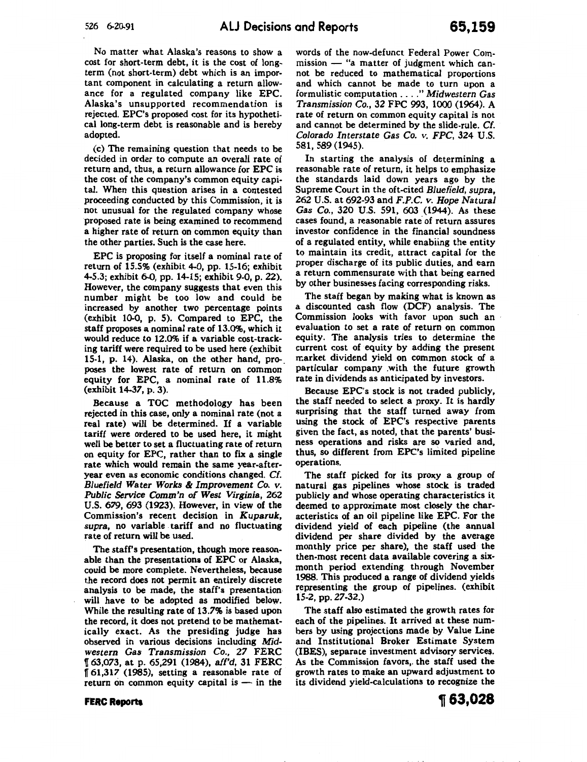No matter what Alaska's reasons to show a cost for short-term debt, it is the cost of long-term (not short-term) debt which is an important component in calculating a return allowance for a regulated company like EPC. Alaska's unsupported recommendation is rejected. EPC's proposed cost for its hypothetical long-term debt is reasonable and is hereby adopted.

(c) The remaining question that needs to be decided in order to compute an overall rate of return and, thus, a return allowance for EPC is the cost of the company's common equity capital. When this question arises in a contested proceeding conducted by this Commission, it is not unusual for the regulated company whose proposed rate is being examined to recommend a higher rate of return on common equity than the other parties. Such is the case here.

EPC is proposing for itself a nominal rate of return of 15.5% (exhibit 4-0, pp. 15-16; exhibit 4-5.3; exhibit 6-0, pp. 14-15; exhibit 9-0, p. 22). However, the company suggests that even this number might be too low and could be increased by another two percentage points (exhibit 10-0, p. 5). Compared to EPC, the staff proposes a nominal rate of 13.0%, which it would reduce to 12.0% if a variable cost-tracking tariff were required to be used here (exhibit 15-1, p. 14). Alaska, on the other hand, proposes the lowest rate of return on common equity for EPC, a nominal rate of 11.8% (exhibit 14-37, p. 3).

Because a TOC methodology has been rejected in this case, only a nominal rate (not a real rate) will be determined. If a variable tariff were ordered to be used here, it might well be better to set a fluctuating rate of return on equity for EPC, rather than to fix a single rate which would remain the same year-after-year even as economic conditions changed. *Cf. Bluefield Water Works & Improvement Co. v. Public Service Comm'n of West Virginia*, 262 U.S. 679, 693 (1923). However, in view of the Commission's recent decision in *Kuparuk*, *supra*, no variable tariff and no fluctuating rate of return will be used.

The staff's presentation, though more reasonable than the presentations of EPC or Alaska, could be more complete. Nevertheless, because the record does not permit an entirely discrete analysis to be made, the staff's presentation will have to be adopted as modified below. While the resulting rate of 13.7% is based upon the record, it does not pretend to be mathematically exact. As the presiding judge has observed in various decisions including *Midwestern Gas Transmission Co.*, 27 FERC ¶ 63,073, at p. 65,291 (1984), *aff'd*, 31 FERC ¶ 61,317 (1985), setting a reasonable rate of return on common equity capital is — in the words of the now-defunct Federal Power Commission — "a matter of judgment which cannot be reduced to mathematical proportions and which cannot be made to turn upon a formulistic computation . . . ." *Midwestern Gas Transmission Co.*, 32 FPC 993, 1000 (1964). A rate of return on common equity capital is not and cannot be determined by the slide-rule. *Cf. Colorado Interstate Gas Co. v. FPC*, 324 U.S. 581, 589 (1945).

In starting the analysis of determining a reasonable rate of return, it helps to emphasize the standards laid down years ago by the Supreme Court in the oft-cited *Bluefield*, *supra*, 262 U.S. at 692-93 and *F.P.C. v. Hope Natural Gas Co.*, 320 U.S. 591, 603 (1944). As these cases found, a reasonable rate of return assures investor confidence in the financial soundness of a regulated entity, while enabling the entity to maintain its credit, attract capital for the proper discharge of its public duties, and earn a return commensurate with that being earned by other businesses facing corresponding risks.

The staff began by making what is known as a discounted cash flow (DCF) analysis. The Commission looks with favor upon such an evaluation to set a rate of return on common equity. The analysis tries to determine the current cost of equity by adding the present market dividend yield on common stock of a particular company with the future growth rate in dividends as anticipated by investors.

Because EPC's stock is not traded publicly, the staff needed to select a proxy. It is hardly surprising that the staff turned away from using the stock of EPC's respective parents given the fact, as noted, that the parents' business operations and risks are so varied and, thus, so different from EPC's limited pipeline operations.

The staff picked for its proxy a group of natural gas pipelines whose stock is traded publicly and whose operating characteristics it deemed to approximate most closely the characteristics of an oil pipeline like EPC. For the dividend yield of each pipeline (the annual dividend per share divided by the average monthly price per share), the staff used the then-most recent data available covering a six-month period extending through November 1988. This produced a range of dividend yields representing the group of pipelines. (exhibit 15-2, pp. 27-32.)

The staff also estimated the growth rates for each of the pipelines. It arrived at these numbers by using projections made by Value Line and Institutional Broker Estimate System (IBES), separate investment advisory services. As the Commission favors, the staff used the growth rates to make an upward adjustment to its dividend yield-calculations to recognize the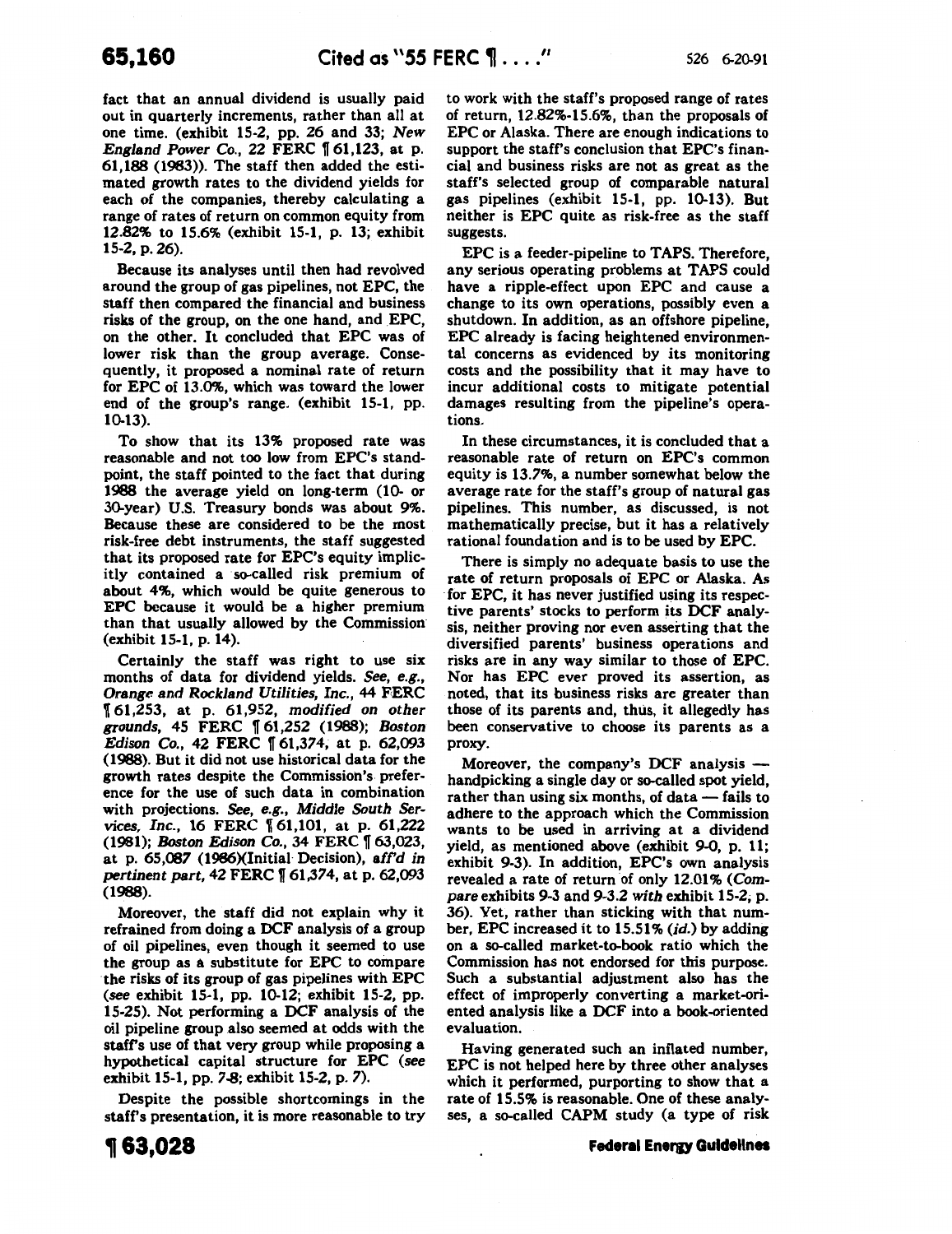fact that an annual dividend is usually paid out in quarterly increments, rather than all at one time. (exhibit 15-2, pp. 26 and 33; *New England Power Co.*, 22 FERC ¶ 61,123, at p. 61,188 (1983)). The staff then added the estimated growth rates to the dividend yields for each of the companies, thereby calculating a range of rates of return on common equity from 12.82% to 15.6% (exhibit 15-1, p. 13; exhibit 15-2, p. 26).

Because its analyses until then had revolved around the group of gas pipelines, not EPC, the staff then compared the financial and business risks of the group, on the one hand, and EPC, on the other. It concluded that EPC was of lower risk than the group average. Consequently, it proposed a nominal rate of return for EPC of 13.0%, which was toward the lower end of the group's range. (exhibit 15-1, pp. 10-13).

To show that its 13% proposed rate was reasonable and not too low from EPC's standpoint, the staff pointed to the fact that during 1988 the average yield on long-term (10- or 30-year) U.S. Treasury bonds was about 9%. Because these are considered to be the most risk-free debt instruments, the staff suggested that its proposed rate for EPC's equity implicitly contained a so-called risk premium of about 4%, which would be quite generous to EPC because it would be a higher premium than that usually allowed by the Commission (exhibit 15-1, p. 14).

Certainly the staff was right to use six months of data for dividend yields. *See, e.g., Orange and Rockland Utilities, Inc.*, 44 FERC ¶ 61,253, at p. 61,952, *modified on other grounds*, 45 FERC ¶ 61,252 (1988); *Boston Edison Co.*, 42 FERC ¶ 61,374, at p. 62,093 (1988). But it did not use historical data for the growth rates despite the Commission's preference for the use of such data in combination with projections. *See, e.g., Middle South Services, Inc.*, 16 FERC ¶ 61,101, at p. 61,222 (1981); *Boston Edison Co.*, 34 FERC ¶ 63,023, at p. 65,087 (1986)(Initial Decision), *aff'd in pertinent part*, 42 FERC ¶ 61,374, at p. 62,093 (1988).

Moreover, the staff did not explain why it refrained from doing a DCF analysis of a group of oil pipelines, even though it seemed to use the group as a substitute for EPC to compare the risks of its group of gas pipelines with EPC (*see* exhibit 15-1, pp. 10-12; exhibit 15-2, pp. 15-25). Not performing a DCF analysis of the oil pipeline group also seemed at odds with the staff's use of that very group while proposing a hypothetical capital structure for EPC (*see* exhibit 15-1, pp. 7-8; exhibit 15-2, p. 7).

Despite the possible shortcomings in the staff's presentation, it is more reasonable to try to work with the staff's proposed range of rates of return, 12.82%-15.6%, than the proposals of EPC or Alaska. There are enough indications to support the staff's conclusion that EPC's financial and business risks are not as great as the staff's selected group of comparable natural gas pipelines (exhibit 15-1, pp. 10-13). But neither is EPC quite as risk-free as the staff suggests.

EPC is a feeder-pipeline to TAPS. Therefore, any serious operating problems at TAPS could have a ripple-effect upon EPC and cause a change to its own operations, possibly even a shutdown. In addition, as an offshore pipeline, EPC already is facing heightened environmental concerns as evidenced by its monitoring costs and the possibility that it may have to incur additional costs to mitigate potential damages resulting from the pipeline's operations.

In these circumstances, it is concluded that a reasonable rate of return on EPC's common equity is 13.7%, a number somewhat below the average rate for the staff's group of natural gas pipelines. This number, as discussed, is not mathematically precise, but it has a relatively rational foundation and is to be used by EPC.

There is simply no adequate basis to use the rate of return proposals of EPC or Alaska. As for EPC, it has never justified using its respective parents' stocks to perform its DCF analysis, neither proving nor even asserting that the diversified parents' business operations and risks are in any way similar to those of EPC. Nor has EPC ever proved its assertion, as noted, that its business risks are greater than those of its parents and, thus, it allegedly has been conservative to choose its parents as a proxy.

Moreover, the company's DCF analysis — handpicking a single day or so-called spot yield, rather than using six months, of data — fails to adhere to the approach which the Commission wants to be used in arriving at a dividend yield, as mentioned above (exhibit 9-0, p. 11; exhibit 9-3). In addition, EPC's own analysis revealed a rate of return of only 12.01% (*Compare* exhibits 9-3 and 9-3.2 *with* exhibit 15-2, p. 36). Yet, rather than sticking with that number, EPC increased it to 15.51% (*id.*) by adding on a so-called market-to-book ratio which the Commission has not endorsed for this purpose. Such a substantial adjustment also has the effect of improperly converting a market-oriented analysis like a DCF into a book-oriented evaluation.

Having generated such an inflated number, EPC is not helped here by three other analyses which it performed, purporting to show that a rate of 15.5% is reasonable. One of these analyses, a so-called CAPM study (a type of risk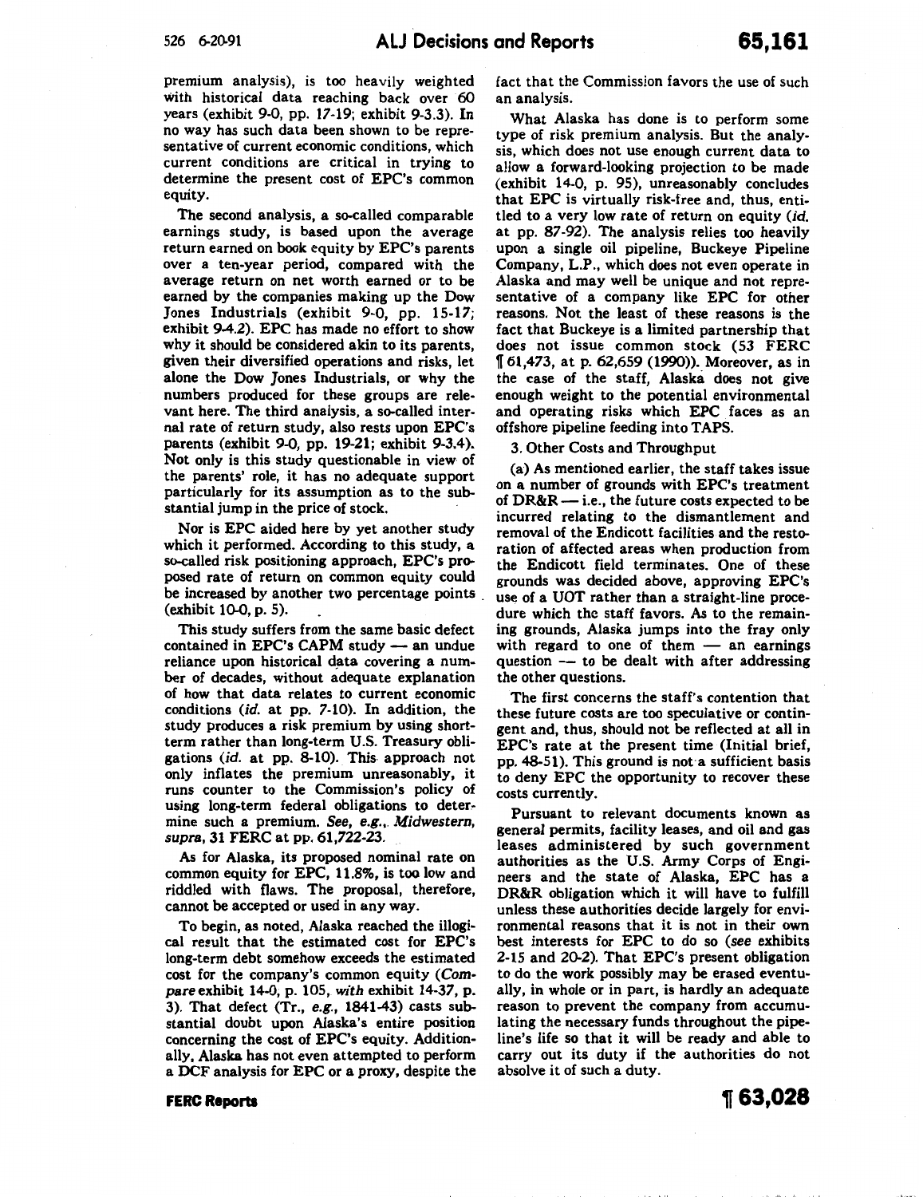premium analysis), is too heavily weighted with historical data reaching back over 60 years (exhibit 9-0, pp. 17-19; exhibit 9-3.3). In no way has such data been shown to be representative of current economic conditions, which current conditions are critical in trying to determine the present cost of EPC's common equity.

The second analysis, a so-called comparable earnings study, is based upon the average return earned on book equity by EPC's parents over a ten-year period, compared with the average return on net worth earned or to be earned by the companies making up the Dow Jones Industrials (exhibit 9-0, pp. 15-17; exhibit 9-4.2). EPC has made no effort to show why it should be considered akin to its parents, given their diversified operations and risks, let alone the Dow Jones Industrials, or why the numbers produced for these groups are relevant here. The third analysis, a so-called internal rate of return study, also rests upon EPC's parents (exhibit 9-0, pp. 19-21; exhibit 9-3.4). Not only is this study questionable in view of the parents' role, it has no adequate support particularly for its assumption as to the substantial jump in the price of stock.

Nor is EPC aided here by yet another study which it performed. According to this study, a so-called risk positioning approach, EPC's proposed rate of return on common equity could be increased by another two percentage points (exhibit 10-0, p. 5).

This study suffers from the same basic defect contained in EPC's CAPM study — an undue reliance upon historical data covering a number of decades, without adequate explanation of how that data relates to current economic conditions (*id.* at pp. 7-10). In addition, the study produces a risk premium by using short-term rather than long-term U.S. Treasury obligations (*id.* at pp. 8-10). This approach not only inflates the premium unreasonably, it runs counter to the Commission's policy of using long-term federal obligations to determine such a premium. *See, e.g., Midwestern, supra*, 31 FERC at pp. 61,722-23.

As for Alaska, its proposed nominal rate on common equity for EPC, 11.8%, is too low and riddled with flaws. The proposal, therefore, cannot be accepted or used in any way.

To begin, as noted, Alaska reached the illogical result that the estimated cost for EPC's long-term debt somehow exceeds the estimated cost for the company's common equity (*Compare* exhibit 14-0, p. 105, *with* exhibit 14-37, p. 3). That defect (Tr., *e.g.*, 1841-43) casts substantial doubt upon Alaska's entire position concerning the cost of EPC's equity. Additionally, Alaska has not even attempted to perform a DCF analysis for EPC or a proxy, despite the fact that the Commission favors the use of such an analysis.

What Alaska has done is to perform some type of risk premium analysis. But the analysis, which does not use enough current data to allow a forward-looking projection to be made (exhibit 14-0, p. 95), unreasonably concludes that EPC is virtually risk-free and, thus, entitled to a very low rate of return on equity (*id.* at pp. 87-92). The analysis relies too heavily upon a single oil pipeline, Buckeye Pipeline Company, L.P., which does not even operate in Alaska and may well be unique and not representative of a company like EPC for other reasons. Not the least of these reasons is the fact that Buckeye is a limited partnership that does not issue common stock (53 FERC ¶ 61,473, at p. 62,659 (1990)). Moreover, as in the case of the staff, Alaska does not give enough weight to the potential environmental and operating risks which EPC faces as an offshore pipeline feeding into TAPS.

3. Other Costs and Throughput

(a) As mentioned earlier, the staff takes issue on a number of grounds with EPC's treatment of DR&R — i.e., the future costs expected to be incurred relating to the dismantlement and removal of the Endicott facilities and the restoration of affected areas when production from the Endicott field terminates. One of these grounds was decided above, approving EPC's use of a UOT rather than a straight-line procedure which the staff favors. As to the remaining grounds, Alaska jumps into the fray only with regard to one of them — an earnings question — to be dealt with after addressing the other questions.

The first concerns the staff's contention that these future costs are too speculative or contingent and, thus, should not be reflected at all in EPC's rate at the present time (Initial brief, pp. 48-51). This ground is not a sufficient basis to deny EPC the opportunity to recover these costs currently.

Pursuant to relevant documents known as general permits, facility leases, and oil and gas leases administered by such government authorities as the U.S. Army Corps of Engineers and the state of Alaska, EPC has a DR&R obligation which it will have to fulfill unless these authorities decide largely for environmental reasons that it is not in their own best interests for EPC to do so (*see* exhibits 2-15 and 20-2). That EPC's present obligation to do the work possibly may be erased eventually, in whole or in part, is hardly an adequate reason to prevent the company from accumulating the necessary funds throughout the pipeline's life so that it will be ready and able to carry out its duty if the authorities do not absolve it of such a duty.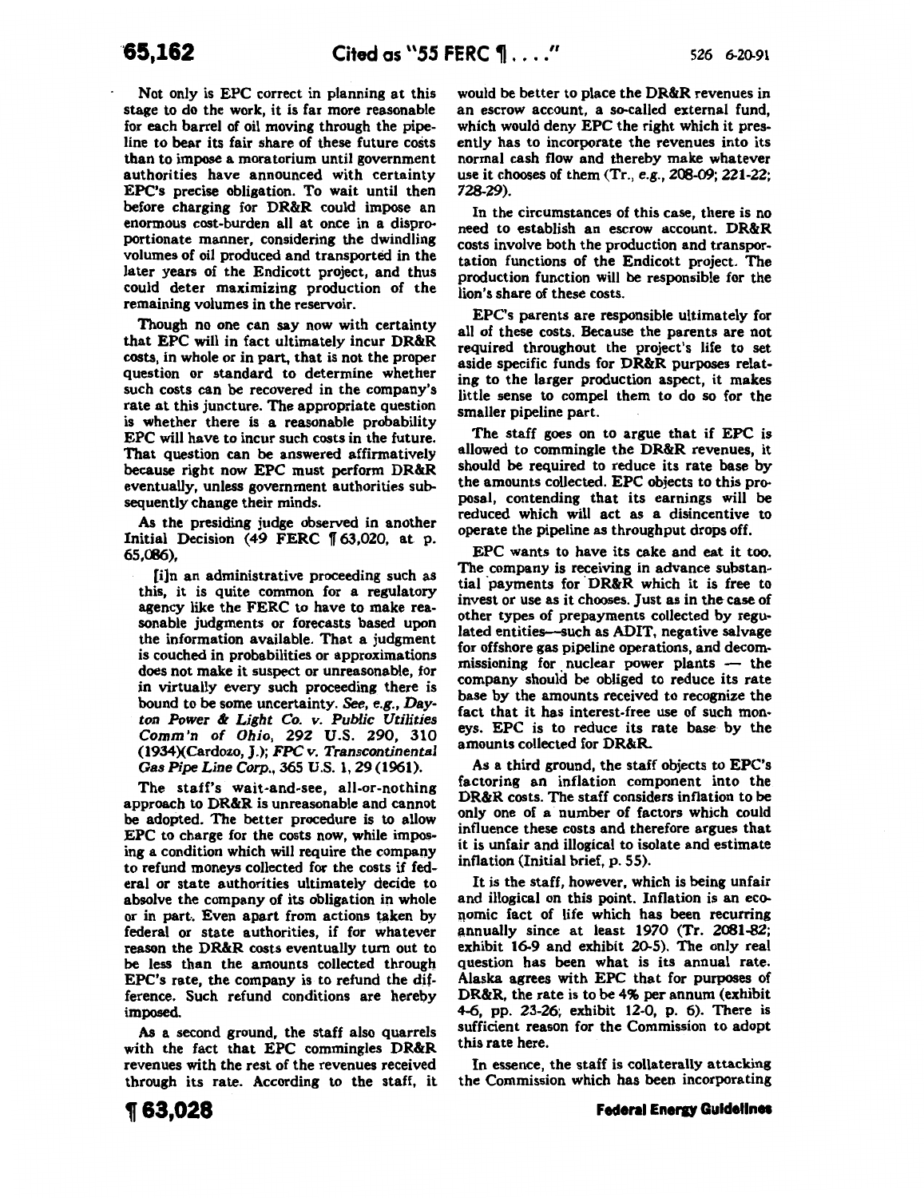Not only is EPC correct in planning at this stage to do the work, it is far more reasonable for each barrel of oil moving through the pipeline to bear its fair share of these future costs than to impose a moratorium until government authorities have announced with certainty EPC's precise obligation. To wait until then before charging for DR&R could impose an enormous cost-burden all at once in a disproportionate manner, considering the dwindling volumes of oil produced and transported in the later years of the Endicott project, and thus could deter maximizing production of the remaining volumes in the reservoir.

Though no one can say now with certainty that EPC will in fact ultimately incur DR&R costs, in whole or in part, that is not the proper question or standard to determine whether such costs can be recovered in the company's rate at this juncture. The appropriate question is whether there is a reasonable probability EPC will have to incur such costs in the future. That question can be answered affirmatively because right now EPC must perform DR&R eventually, unless government authorities subsequently change their minds.

As the presiding judge observed in another Initial Decision (49 FERC ¶ 63,020, at p. 65,086),

> [i]n an administrative proceeding such as this, it is quite common for a regulatory agency like the FERC to have to make reasonable judgments or forecasts based upon the information available. That a judgment is couched in probabilities or approximations does not make it suspect or unreasonable, for in virtually every such proceeding there is bound to be some uncertainty. *See, e.g., Dayton Power & Light Co. v. Public Utilities Comm'n of Ohio*, 292 U.S. 290, 310 (1934)(Cardozo, J.); *FPC v. Transcontinental Gas Pipe Line Corp.*, 365 U.S. 1, 29 (1961).

The staff's wait-and-see, all-or-nothing approach to DR&R is unreasonable and cannot be adopted. The better procedure is to allow EPC to charge for the costs now, while imposing a condition which will require the company to refund moneys collected for the costs if federal or state authorities ultimately decide to absolve the company of its obligation in whole or in part. Even apart from actions taken by federal or state authorities, if for whatever reason the DR&R costs eventually turn out to be less than the amounts collected through EPC's rate, the company is to refund the difference. Such refund conditions are hereby imposed.

As a second ground, the staff also quarrels with the fact that EPC commingles DR&R revenues with the rest of the revenues received through its rate. According to the staff, it would be better to place the DR&R revenues in an escrow account, a so-called external fund, which would deny EPC the right which it presently has to incorporate the revenues into its normal cash flow and thereby make whatever use it chooses of them (Tr., *e.g.*, 208-09; 221-22; 728-29).

In the circumstances of this case, there is no need to establish an escrow account. DR&R costs involve both the production and transportation functions of the Endicott project. The production function will be responsible for the lion's share of these costs.

EPC's parents are responsible ultimately for all of these costs. Because the parents are not required throughout the project's life to set aside specific funds for DR&R purposes relating to the larger production aspect, it makes little sense to compel them to do so for the smaller pipeline part.

The staff goes on to argue that if EPC is allowed to commingle the DR&R revenues, it should be required to reduce its rate base by the amounts collected. EPC objects to this proposal, contending that its earnings will be reduced which will act as a disincentive to operate the pipeline as throughput drops off.

EPC wants to have its cake and eat it too. The company is receiving in advance substantial payments for DR&R which it is free to invest or use as it chooses. Just as in the case of other types of prepayments collected by regulated entities—such as ADIT, negative salvage for offshore gas pipeline operations, and decommissioning for nuclear power plants — the company should be obliged to reduce its rate base by the amounts received to recognize the fact that it has interest-free use of such moneys. EPC is to reduce its rate base by the amounts collected for DR&R.

As a third ground, the staff objects to EPC's factoring an inflation component into the DR&R costs. The staff considers inflation to be only one of a number of factors which could influence these costs and therefore argues that it is unfair and illogical to isolate and estimate inflation (Initial brief, p. 55).

It is the staff, however, which is being unfair and illogical on this point. Inflation is an economic fact of life which has been recurring annually since at least 1970 (Tr. 2081-82; exhibit 16-9 and exhibit 20-5). The only real question has been what is its annual rate. Alaska agrees with EPC that for purposes of DR&R, the rate is to be 4% per annum (exhibit 4-6, pp. 23-26; exhibit 12-0, p. 6). There is sufficient reason for the Commission to adopt this rate here.

In essence, the staff is collaterally attacking the Commission which has been incorporating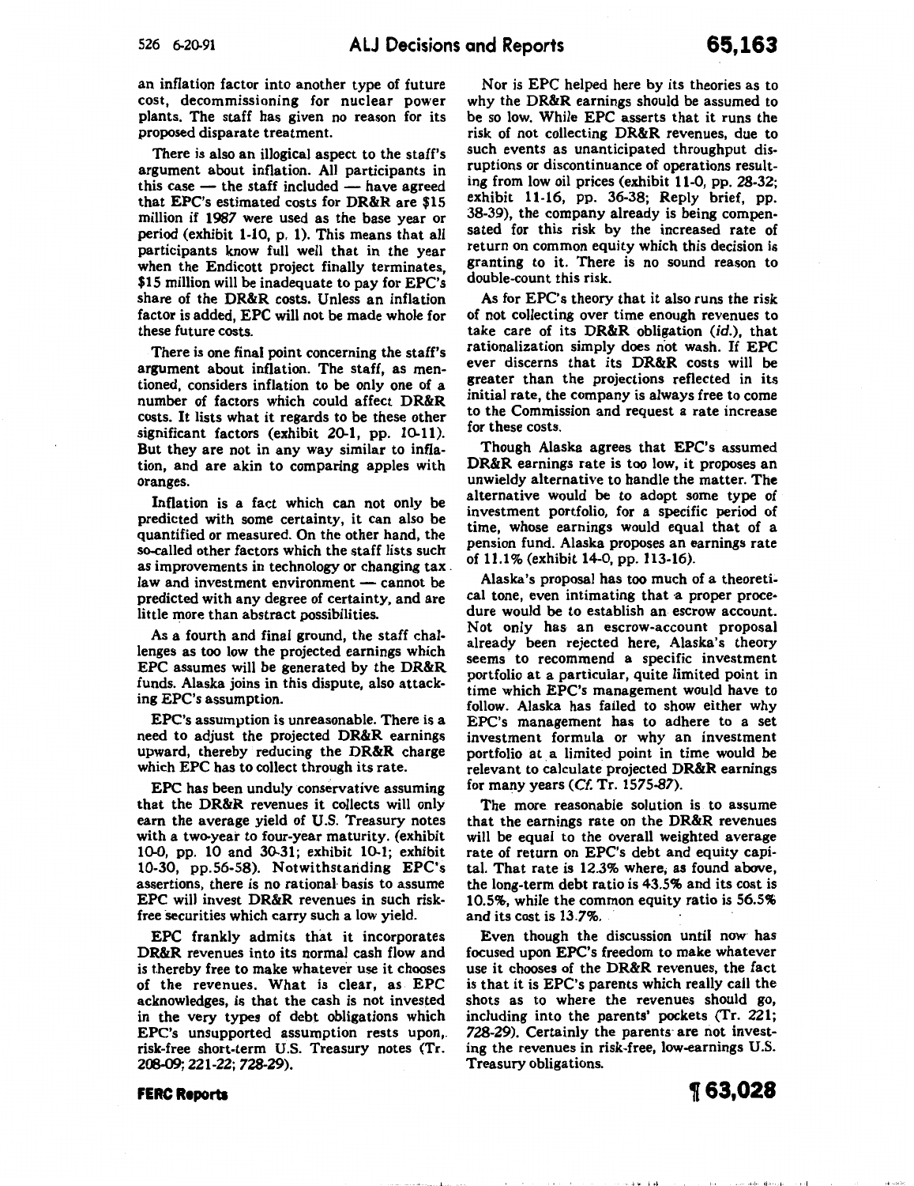an inflation factor into another type of future cost, decommissioning for nuclear power plants. The staff has given no reason for its proposed disparate treatment.

There is also an illogical aspect to the staff's argument about inflation. All participants in this case — the staff included — have agreed that EPC's estimated costs for DR&R are $15 million if 1987 were used as the base year or period (exhibit 1-10, p. 1). This means that all participants know full well that in the year when the Endicott project finally terminates, $15 million will be inadequate to pay for EPC's share of the DR&R costs. Unless an inflation factor is added, EPC will not be made whole for these future costs.

There is one final point concerning the staff's argument about inflation. The staff, as mentioned, considers inflation to be only one of a number of factors which could affect DR&R costs. It lists what it regards to be these other significant factors (exhibit 20-1, pp. 10-11). But they are not in any way similar to inflation, and are akin to comparing apples with oranges.

Inflation is a fact which can not only be predicted with some certainty, it can also be quantified or measured. On the other hand, the so-called other factors which the staff lists such as improvements in technology or changing tax law and investment environment — cannot be predicted with any degree of certainty, and are little more than abstract possibilities.

As a fourth and final ground, the staff challenges as too low the projected earnings which EPC assumes will be generated by the DR&R funds. Alaska joins in this dispute, also attacking EPC's assumption.

EPC's assumption is unreasonable. There is a need to adjust the projected DR&R earnings upward, thereby reducing the DR&R charge which EPC has to collect through its rate.

EPC has been unduly conservative assuming that the DR&R revenues it collects will only earn the average yield of U.S. Treasury notes with a two-year to four-year maturity. (exhibit 10-0, pp. 10 and 30-31; exhibit 10-1; exhibit 10-30, pp.56-58). Notwithstanding EPC's assertions, there is no rational basis to assume EPC will invest DR&R revenues in such risk-free securities which carry such a low yield.

EPC frankly admits that it incorporates DR&R revenues into its normal cash flow and is thereby free to make whatever use it chooses of the revenues. What is clear, as EPC acknowledges, is that the cash is not invested in the very types of debt obligations which EPC's unsupported assumption rests upon, risk-free short-term U.S. Treasury notes (Tr. 208-09; 221-22; 728-29).

Nor is EPC helped here by its theories as to why the DR&R earnings should be assumed to be so low. While EPC asserts that it runs the risk of not collecting DR&R revenues, due to such events as unanticipated throughput disruptions or discontinuance of operations resulting from low oil prices (exhibit 11-0, pp. 28-32; exhibit 11-16, pp. 36-38; Reply brief, pp. 38-39), the company already is being compensated for this risk by the increased rate of return on common equity which this decision is granting to it. There is no sound reason to double-count this risk.

As for EPC's theory that it also runs the risk of not collecting over time enough revenues to take care of its DR&R obligation (*id.*), that rationalization simply does not wash. If EPC ever discerns that its DR&R costs will be greater than the projections reflected in its initial rate, the company is always free to come to the Commission and request a rate increase for these costs.

Though Alaska agrees that EPC's assumed DR&R earnings rate is too low, it proposes an unwieldy alternative to handle the matter. The alternative would be to adopt some type of investment portfolio, for a specific period of time, whose earnings would equal that of a pension fund. Alaska proposes an earnings rate of 11.1% (exhibit 14-0, pp. 113-16).

Alaska's proposal has too much of a theoretical tone, even intimating that a proper procedure would be to establish an escrow account. Not only has an escrow-account proposal already been rejected here, Alaska's theory seems to recommend a specific investment portfolio at a particular, quite limited point in time which EPC's management would have to follow. Alaska has failed to show either why EPC's management has to adhere to a set investment formula or why an investment portfolio at a limited point in time would be relevant to calculate projected DR&R earnings for many years (*Cf.* Tr. 1575-87).

The more reasonable solution is to assume that the earnings rate on the DR&R revenues will be equal to the overall weighted average rate of return on EPC's debt and equity capital. That rate is 12.3% where, as found above, the long-term debt ratio is 43.5% and its cost is 10.5%, while the common equity ratio is 56.5% and its cost is 13.7%.

Even though the discussion until now has focused upon EPC's freedom to make whatever use it chooses of the DR&R revenues, the fact is that it is EPC's parents which really call the shots as to where the revenues should go, including into the parents' pockets (Tr. 221; 728-29). Certainly the parents are not investing the revenues in risk-free, low-earnings U.S. Treasury obligations.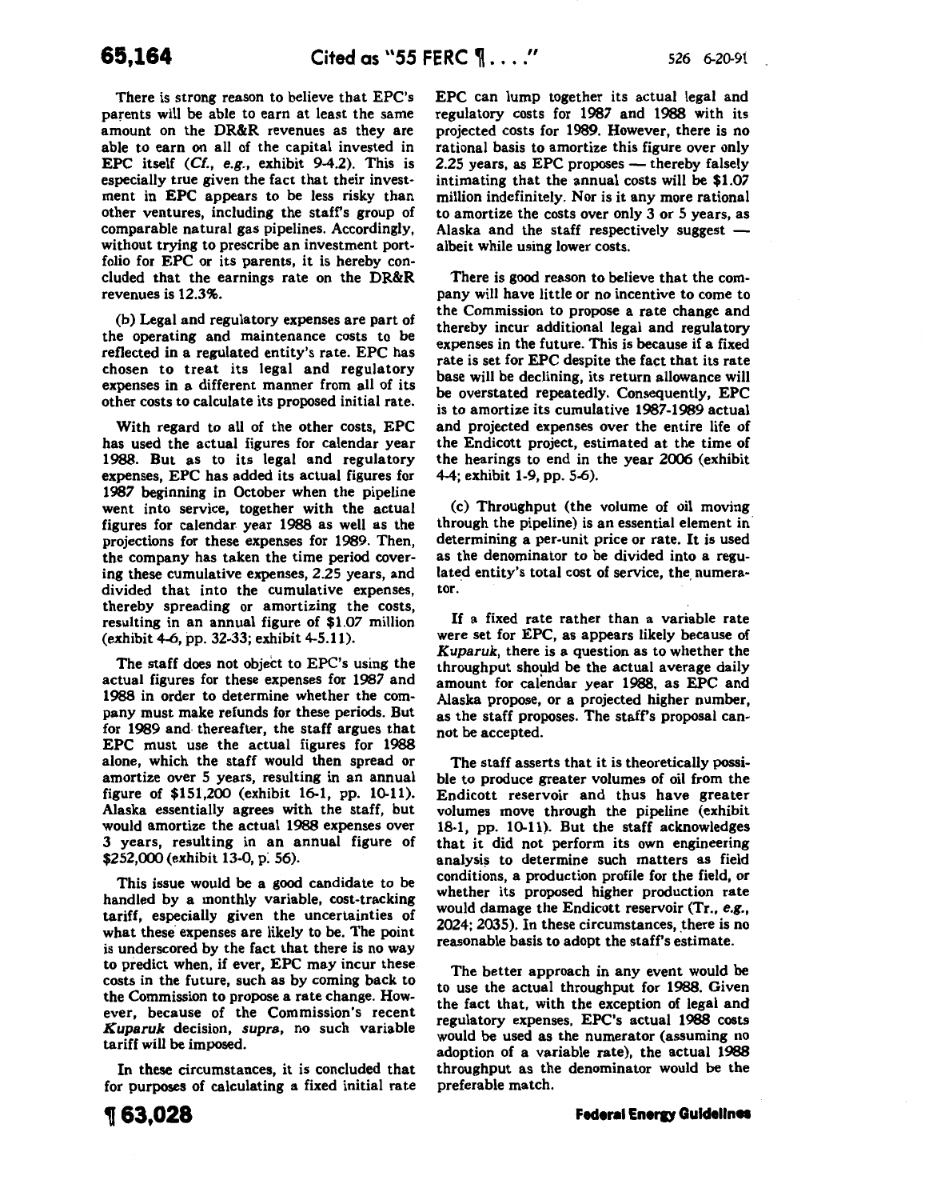There is strong reason to believe that EPC's parents will be able to earn at least the same amount on the DR&R revenues as they are able to earn on all of the capital invested in EPC itself (*Cf., e.g.*, exhibit 9-4.2). This is especially true given the fact that their investment in EPC appears to be less risky than other ventures, including the staff's group of comparable natural gas pipelines. Accordingly, without trying to prescribe an investment portfolio for EPC or its parents, it is hereby concluded that the earnings rate on the DR&R revenues is 12.3%.

(b) Legal and regulatory expenses are part of the operating and maintenance costs to be reflected in a regulated entity's rate. EPC has chosen to treat its legal and regulatory expenses in a different manner from all of its other costs to calculate its proposed initial rate.

With regard to all of the other costs, EPC has used the actual figures for calendar year 1988. But as to its legal and regulatory expenses, EPC has added its actual figures for 1987 beginning in October when the pipeline went into service, together with the actual figures for calendar year 1988 as well as the projections for these expenses for 1989. Then, the company has taken the time period covering these cumulative expenses, 2.25 years, and divided that into the cumulative expenses, thereby spreading or amortizing the costs, resulting in an annual figure of $1.07 million (exhibit 4-6, pp. 32-33; exhibit 4-5.11).

The staff does not object to EPC's using the actual figures for these expenses for 1987 and 1988 in order to determine whether the company must make refunds for these periods. But for 1989 and thereafter, the staff argues that EPC must use the actual figures for 1988 alone, which the staff would then spread or amortize over 5 years, resulting in an annual figure of $151,200 (exhibit 16-1, pp. 10-11). Alaska essentially agrees with the staff, but would amortize the actual 1988 expenses over 3 years, resulting in an annual figure of $252,000 (exhibit 13-0, p. 56).

This issue would be a good candidate to be handled by a monthly variable, cost-tracking tariff, especially given the uncertainties of what these expenses are likely to be. The point is underscored by the fact that there is no way to predict when, if ever, EPC may incur these costs in the future, such as by coming back to the Commission to propose a rate change. However, because of the Commission's recent *Kuparuk* decision, *supra*, no such variable tariff will be imposed.

In these circumstances, it is concluded that for purposes of calculating a fixed initial rate EPC can lump together its actual legal and regulatory costs for 1987 and 1988 with its projected costs for 1989. However, there is no rational basis to amortize this figure over only 2.25 years, as EPC proposes — thereby falsely intimating that the annual costs will be $1.07 million indefinitely. Nor is it any more rational to amortize the costs over only 3 or 5 years, as Alaska and the staff respectively suggest — albeit while using lower costs.

There is good reason to believe that the company will have little or no incentive to come to the Commission to propose a rate change and thereby incur additional legal and regulatory expenses in the future. This is because if a fixed rate is set for EPC despite the fact that its rate base will be declining, its return allowance will be overstated repeatedly. Consequently, EPC is to amortize its cumulative 1987-1989 actual and projected expenses over the entire life of the Endicott project, estimated at the time of the hearings to end in the year 2006 (exhibit 4-4; exhibit 1-9, pp. 5-6).

(c) Throughput (the volume of oil moving through the pipeline) is an essential element in determining a per-unit price or rate. It is used as the denominator to be divided into a regulated entity's total cost of service, the numerator.

If a fixed rate rather than a variable rate were set for EPC, as appears likely because of *Kuparuk*, there is a question as to whether the throughput should be the actual average daily amount for calendar year 1988, as EPC and Alaska propose, or a projected higher number, as the staff proposes. The staff's proposal cannot be accepted.

The staff asserts that it is theoretically possible to produce greater volumes of oil from the Endicott reservoir and thus have greater volumes move through the pipeline (exhibit 18-1, pp. 10-11). But the staff acknowledges that it did not perform its own engineering analysis to determine such matters as field conditions, a production profile for the field, or whether its proposed higher production rate would damage the Endicott reservoir (Tr., *e.g.*, 2024; 2035). In these circumstances, there is no reasonable basis to adopt the staff's estimate.

The better approach in any event would be to use the actual throughput for 1988. Given the fact that, with the exception of legal and regulatory expenses, EPC's actual 1988 costs would be used as the numerator (assuming no adoption of a variable rate), the actual 1988 throughput as the denominator would be the preferable match.